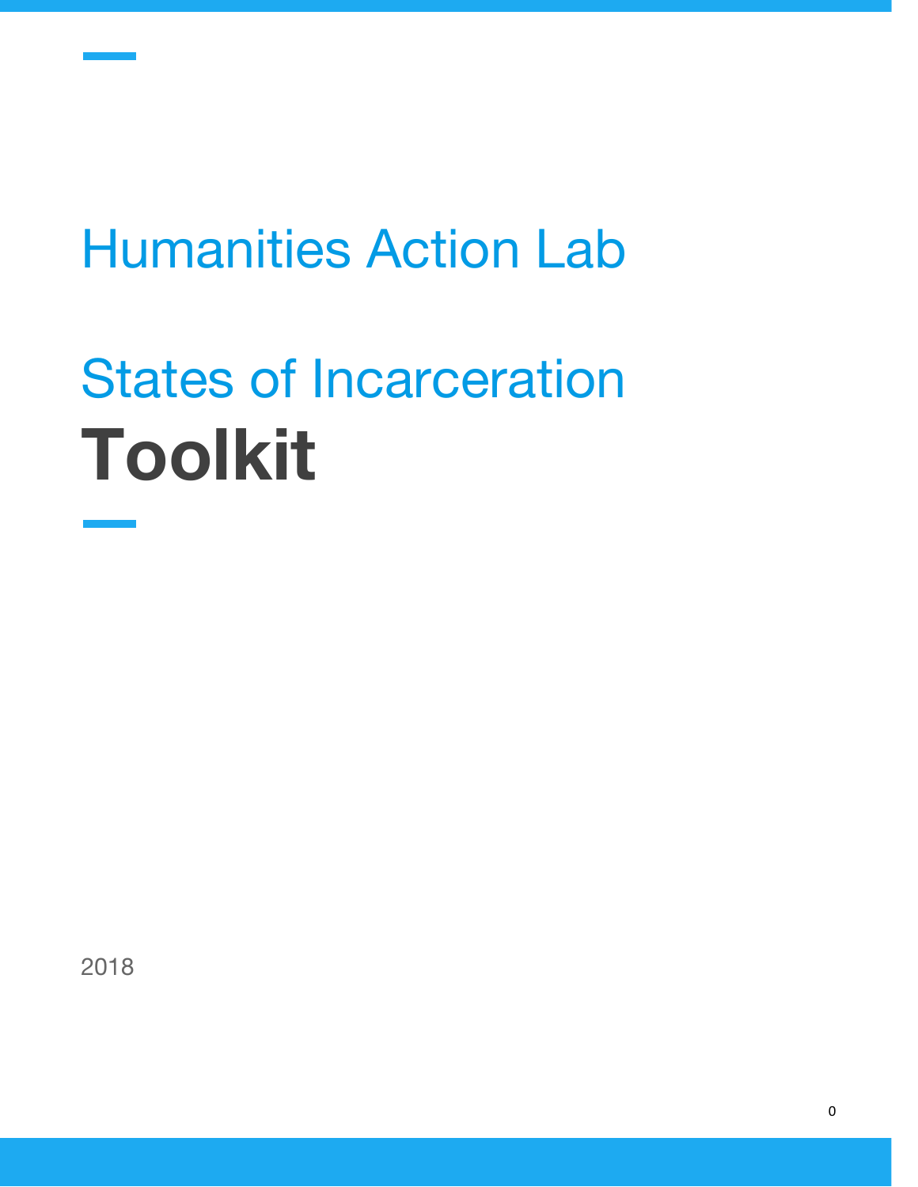# Humanities Action Lab

# States of Incarceration
# **Toolkit**

2018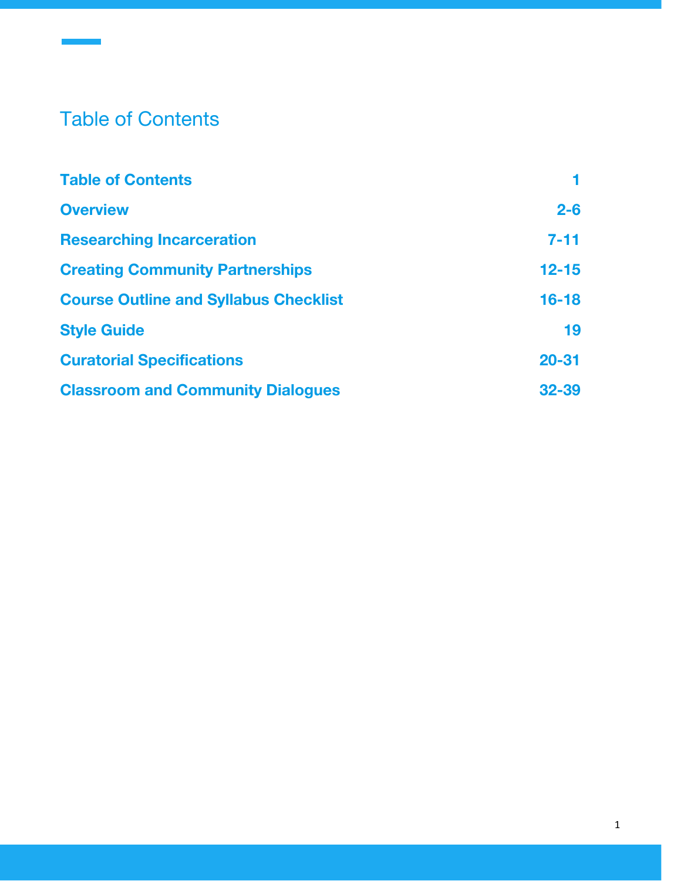# Table of Contents

| | |
|---|---|
| **Table of Contents** | **1** |
| **Overview** | **2-6** |
| **Researching Incarceration** | **7-11** |
| **Creating Community Partnerships** | **12-15** |
| **Course Outline and Syllabus Checklist** | **16-18** |
| **Style Guide** | **19** |
| **Curatorial Specifications** | **20-31** |
| **Classroom and Community Dialogues** | **32-39** |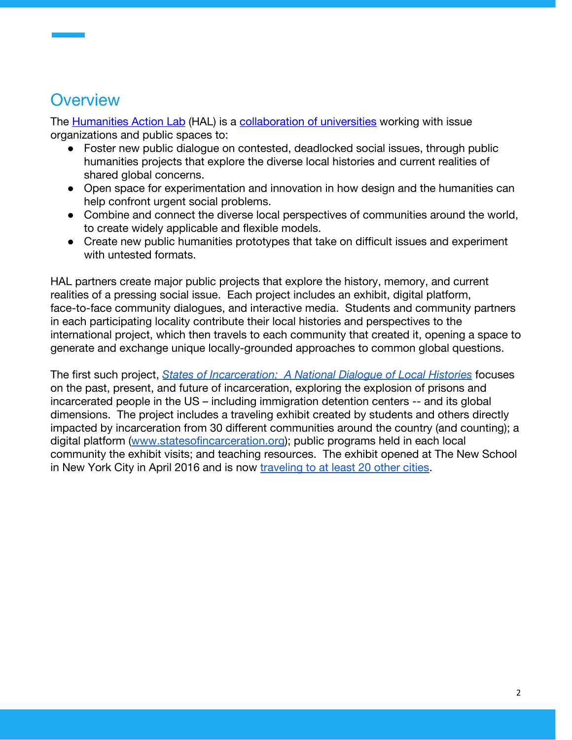## Overview

The [Humanities Action Lab](Humanities Action Lab) (HAL) is a [collaboration of universities](collaboration of universities) working with issue organizations and public spaces to:

- Foster new public dialogue on contested, deadlocked social issues, through public humanities projects that explore the diverse local histories and current realities of shared global concerns.
- Open space for experimentation and innovation in how design and the humanities can help confront urgent social problems.
- Combine and connect the diverse local perspectives of communities around the world, to create widely applicable and flexible models.
- Create new public humanities prototypes that take on difficult issues and experiment with untested formats.

HAL partners create major public projects that explore the history, memory, and current realities of a pressing social issue. Each project includes an exhibit, digital platform, face-to-face community dialogues, and interactive media. Students and community partners in each participating locality contribute their local histories and perspectives to the international project, which then travels to each community that created it, opening a space to generate and exchange unique locally-grounded approaches to common global questions.

The first such project, *States of Incarceration: A National Dialogue of Local Histories* focuses on the past, present, and future of incarceration, exploring the explosion of prisons and incarcerated people in the US – including immigration detention centers -- and its global dimensions. The project includes a traveling exhibit created by students and others directly impacted by incarceration from 30 different communities around the country (and counting); a digital platform (www.statesofincarceration.org); public programs held in each local community the exhibit visits; and teaching resources. The exhibit opened at The New School in New York City in April 2016 and is now traveling to at least 20 other cities.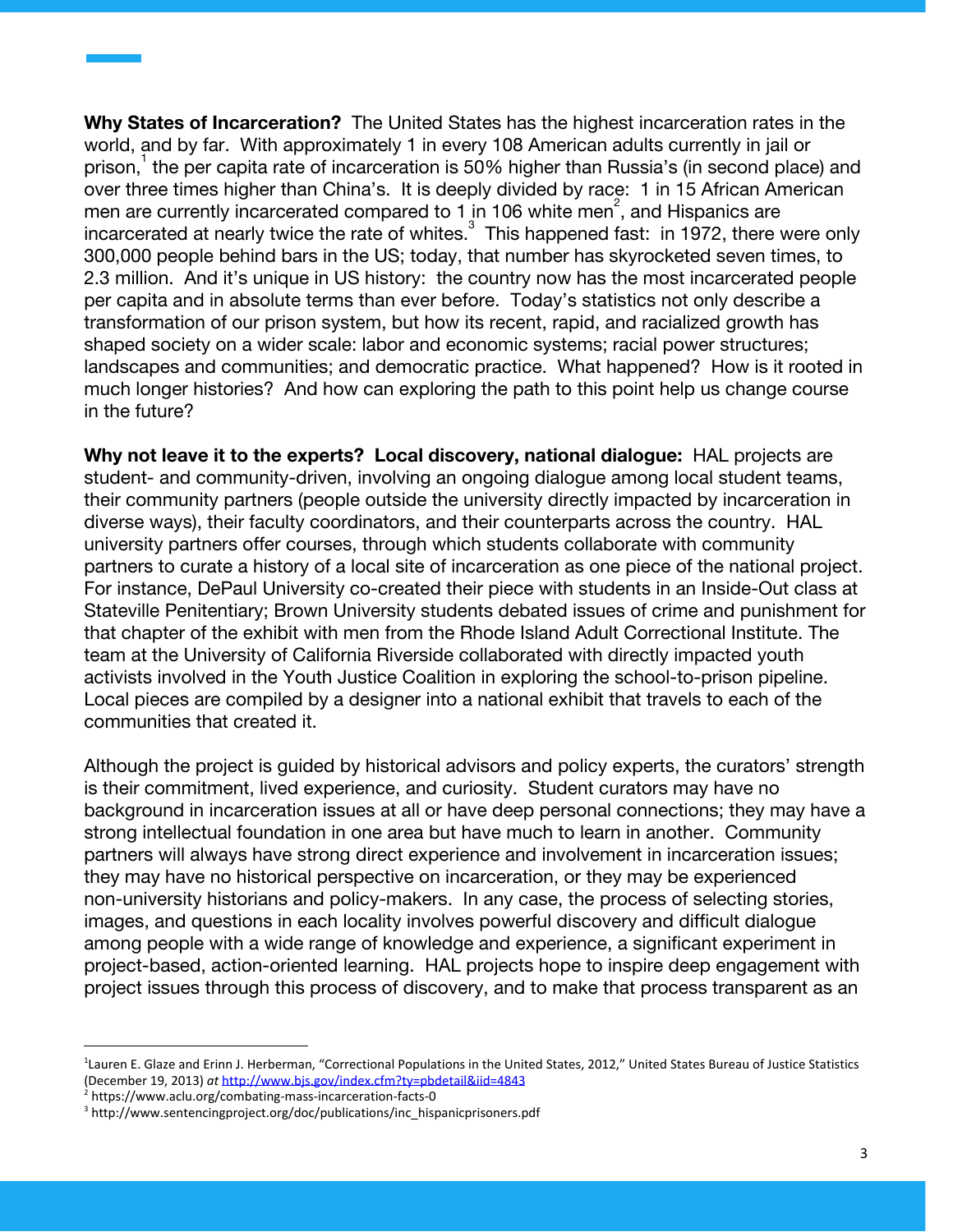**Why States of Incarceration?** The United States has the highest incarceration rates in the world, and by far. With approximately 1 in every 108 American adults currently in jail or prison,[1] the per capita rate of incarceration is 50% higher than Russia's (in second place) and over three times higher than China's. It is deeply divided by race: 1 in 15 African American men are currently incarcerated compared to 1 in 106 white men[2], and Hispanics are incarcerated at nearly twice the rate of whites.[3] This happened fast: in 1972, there were only 300,000 people behind bars in the US; today, that number has skyrocketed seven times, to 2.3 million. And it's unique in US history: the country now has the most incarcerated people per capita and in absolute terms than ever before. Today's statistics not only describe a transformation of our prison system, but how its recent, rapid, and racialized growth has shaped society on a wider scale: labor and economic systems; racial power structures; landscapes and communities; and democratic practice. What happened? How is it rooted in much longer histories? And how can exploring the path to this point help us change course in the future?

**Why not leave it to the experts? Local discovery, national dialogue:** HAL projects are student- and community-driven, involving an ongoing dialogue among local student teams, their community partners (people outside the university directly impacted by incarceration in diverse ways), their faculty coordinators, and their counterparts across the country. HAL university partners offer courses, through which students collaborate with community partners to curate a history of a local site of incarceration as one piece of the national project. For instance, DePaul University co-created their piece with students in an Inside-Out class at Stateville Penitentiary; Brown University students debated issues of crime and punishment for that chapter of the exhibit with men from the Rhode Island Adult Correctional Institute. The team at the University of California Riverside collaborated with directly impacted youth activists involved in the Youth Justice Coalition in exploring the school-to-prison pipeline. Local pieces are compiled by a designer into a national exhibit that travels to each of the communities that created it.

Although the project is guided by historical advisors and policy experts, the curators' strength is their commitment, lived experience, and curiosity. Student curators may have no background in incarceration issues at all or have deep personal connections; they may have a strong intellectual foundation in one area but have much to learn in another. Community partners will always have strong direct experience and involvement in incarceration issues; they may have no historical perspective on incarceration, or they may be experienced non-university historians and policy-makers. In any case, the process of selecting stories, images, and questions in each locality involves powerful discovery and difficult dialogue among people with a wide range of knowledge and experience, a significant experiment in project-based, action-oriented learning. HAL projects hope to inspire deep engagement with project issues through this process of discovery, and to make that process transparent as an

---

[1] Lauren E. Glaze and Erinn J. Herberman, "Correctional Populations in the United States, 2012," United States Bureau of Justice Statistics (December 19, 2013) *at* http://www.bjs.gov/index.cfm?ty=pbdetail&iid=4843

[2] https://www.aclu.org/combating-mass-incarceration-facts-0

[3] http://www.sentencingproject.org/doc/publications/inc_hispanicprisoners.pdf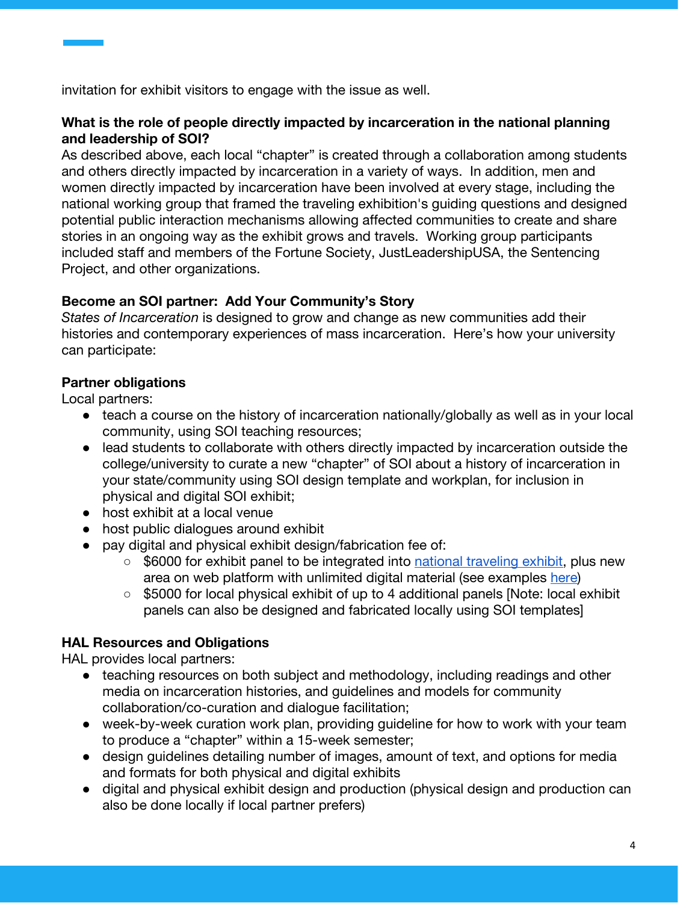invitation for exhibit visitors to engage with the issue as well.

**What is the role of people directly impacted by incarceration in the national planning and leadership of SOI?**

As described above, each local "chapter" is created through a collaboration among students and others directly impacted by incarceration in a variety of ways. In addition, men and women directly impacted by incarceration have been involved at every stage, including the national working group that framed the traveling exhibition's guiding questions and designed potential public interaction mechanisms allowing affected communities to create and share stories in an ongoing way as the exhibit grows and travels. Working group participants included staff and members of the Fortune Society, JustLeadershipUSA, the Sentencing Project, and other organizations.

**Become an SOI partner: Add Your Community's Story**

*States of Incarceration* is designed to grow and change as new communities add their histories and contemporary experiences of mass incarceration. Here's how your university can participate:

**Partner obligations**

Local partners:

- teach a course on the history of incarceration nationally/globally as well as in your local community, using SOI teaching resources;
- lead students to collaborate with others directly impacted by incarceration outside the college/university to curate a new "chapter" of SOI about a history of incarceration in your state/community using SOI design template and workplan, for inclusion in physical and digital SOI exhibit;
- host exhibit at a local venue
- host public dialogues around exhibit
- pay digital and physical exhibit design/fabrication fee of:
  - $6000 for exhibit panel to be integrated into national traveling exhibit, plus new area on web platform with unlimited digital material (see examples here)
  - $5000 for local physical exhibit of up to 4 additional panels [Note: local exhibit panels can also be designed and fabricated locally using SOI templates]

**HAL Resources and Obligations**

HAL provides local partners:

- teaching resources on both subject and methodology, including readings and other media on incarceration histories, and guidelines and models for community collaboration/co-curation and dialogue facilitation;
- week-by-week curation work plan, providing guideline for how to work with your team to produce a "chapter" within a 15-week semester;
- design guidelines detailing number of images, amount of text, and options for media and formats for both physical and digital exhibits
- digital and physical exhibit design and production (physical design and production can also be done locally if local partner prefers)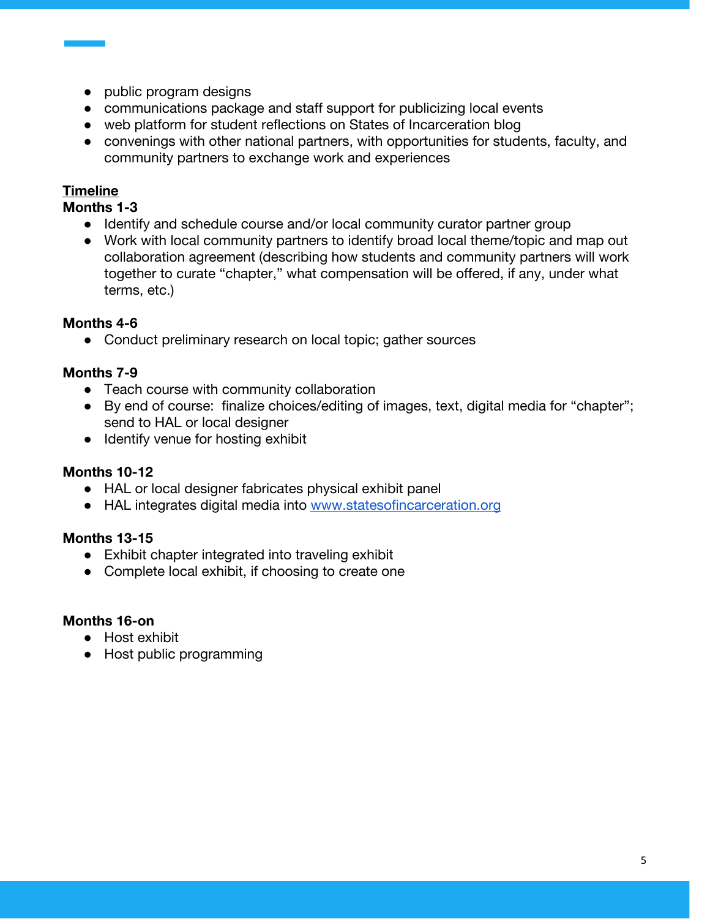- public program designs
- communications package and staff support for publicizing local events
- web platform for student reflections on States of Incarceration blog
- convenings with other national partners, with opportunities for students, faculty, and community partners to exchange work and experiences

## Timeline

**Months 1-3**

- Identify and schedule course and/or local community curator partner group
- Work with local community partners to identify broad local theme/topic and map out collaboration agreement (describing how students and community partners will work together to curate "chapter," what compensation will be offered, if any, under what terms, etc.)

**Months 4-6**

- Conduct preliminary research on local topic; gather sources

**Months 7-9**

- Teach course with community collaboration
- By end of course: finalize choices/editing of images, text, digital media for "chapter"; send to HAL or local designer
- Identify venue for hosting exhibit

**Months 10-12**

- HAL or local designer fabricates physical exhibit panel
- HAL integrates digital media into [www.statesofincarceration.org](http://www.statesofincarceration.org)

**Months 13-15**

- Exhibit chapter integrated into traveling exhibit
- Complete local exhibit, if choosing to create one

**Months 16-on**

- Host exhibit
- Host public programming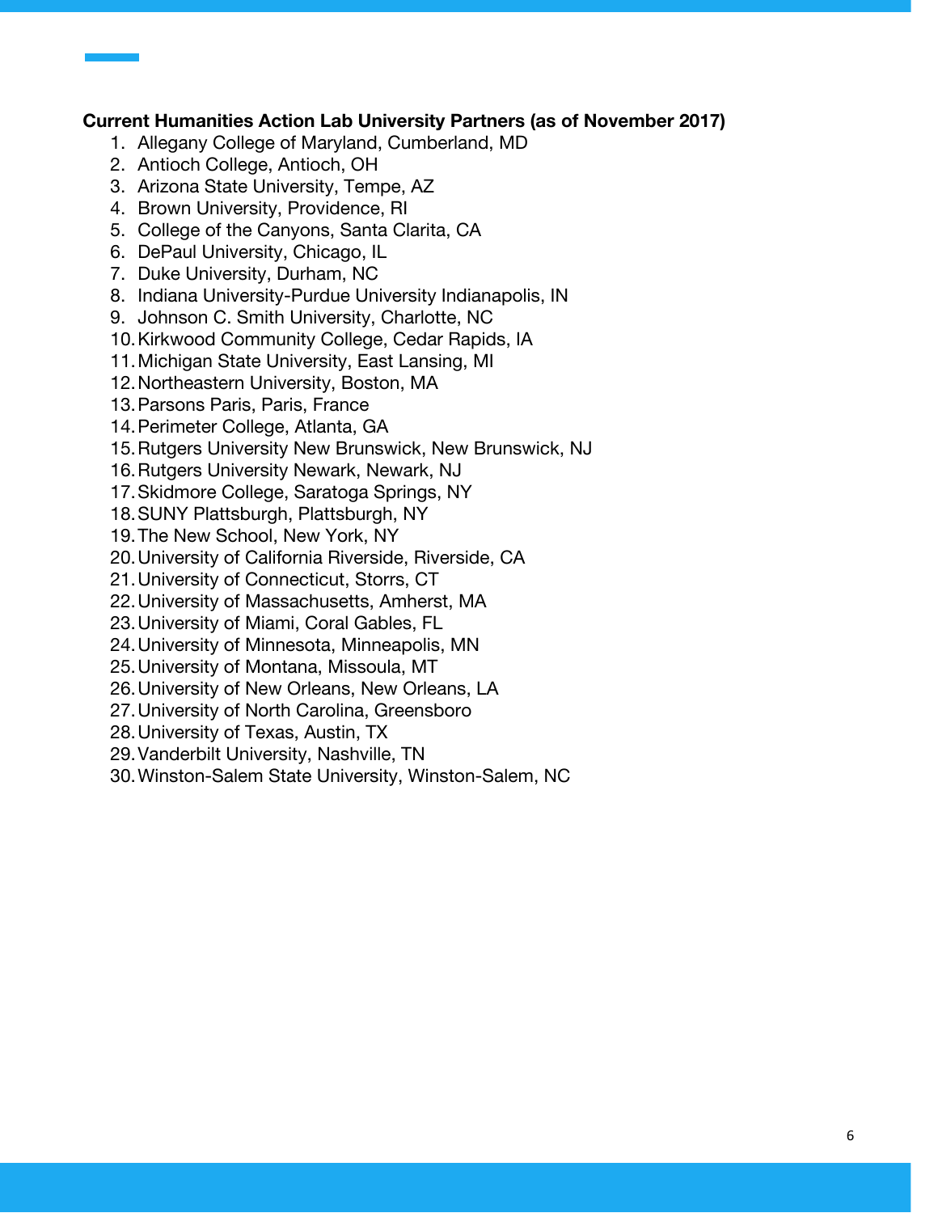**Current Humanities Action Lab University Partners (as of November 2017)**

1. Allegany College of Maryland, Cumberland, MD
2. Antioch College, Antioch, OH
3. Arizona State University, Tempe, AZ
4. Brown University, Providence, RI
5. College of the Canyons, Santa Clarita, CA
6. DePaul University, Chicago, IL
7. Duke University, Durham, NC
8. Indiana University-Purdue University Indianapolis, IN
9. Johnson C. Smith University, Charlotte, NC
10. Kirkwood Community College, Cedar Rapids, IA
11. Michigan State University, East Lansing, MI
12. Northeastern University, Boston, MA
13. Parsons Paris, Paris, France
14. Perimeter College, Atlanta, GA
15. Rutgers University New Brunswick, New Brunswick, NJ
16. Rutgers University Newark, Newark, NJ
17. Skidmore College, Saratoga Springs, NY
18. SUNY Plattsburgh, Plattsburgh, NY
19. The New School, New York, NY
20. University of California Riverside, Riverside, CA
21. University of Connecticut, Storrs, CT
22. University of Massachusetts, Amherst, MA
23. University of Miami, Coral Gables, FL
24. University of Minnesota, Minneapolis, MN
25. University of Montana, Missoula, MT
26. University of New Orleans, New Orleans, LA
27. University of North Carolina, Greensboro
28. University of Texas, Austin, TX
29. Vanderbilt University, Nashville, TN
30. Winston-Salem State University, Winston-Salem, NC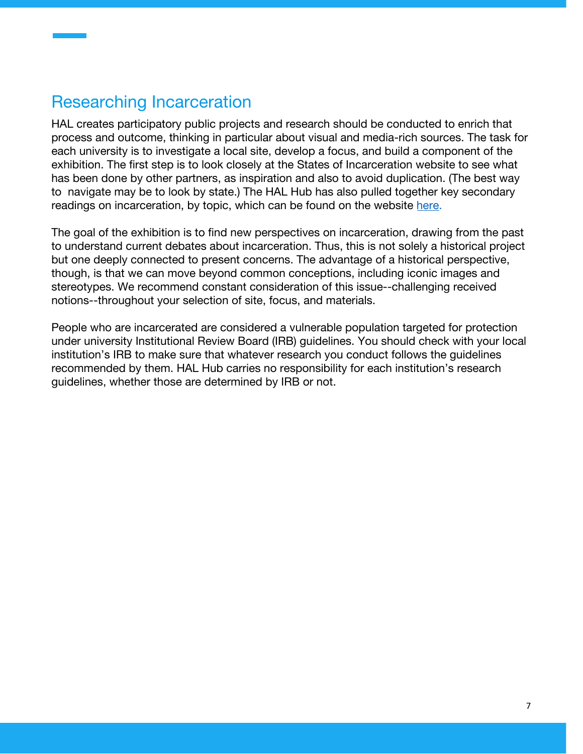## Researching Incarceration

HAL creates participatory public projects and research should be conducted to enrich that process and outcome, thinking in particular about visual and media-rich sources. The task for each university is to investigate a local site, develop a focus, and build a component of the exhibition. The first step is to look closely at the States of Incarceration website to see what has been done by other partners, as inspiration and also to avoid duplication. (The best way to navigate may be to look by state.) The HAL Hub has also pulled together key secondary readings on incarceration, by topic, which can be found on the website here.

The goal of the exhibition is to find new perspectives on incarceration, drawing from the past to understand current debates about incarceration. Thus, this is not solely a historical project but one deeply connected to present concerns. The advantage of a historical perspective, though, is that we can move beyond common conceptions, including iconic images and stereotypes. We recommend constant consideration of this issue--challenging received notions--throughout your selection of site, focus, and materials.

People who are incarcerated are considered a vulnerable population targeted for protection under university Institutional Review Board (IRB) guidelines. You should check with your local institution's IRB to make sure that whatever research you conduct follows the guidelines recommended by them. HAL Hub carries no responsibility for each institution's research guidelines, whether those are determined by IRB or not.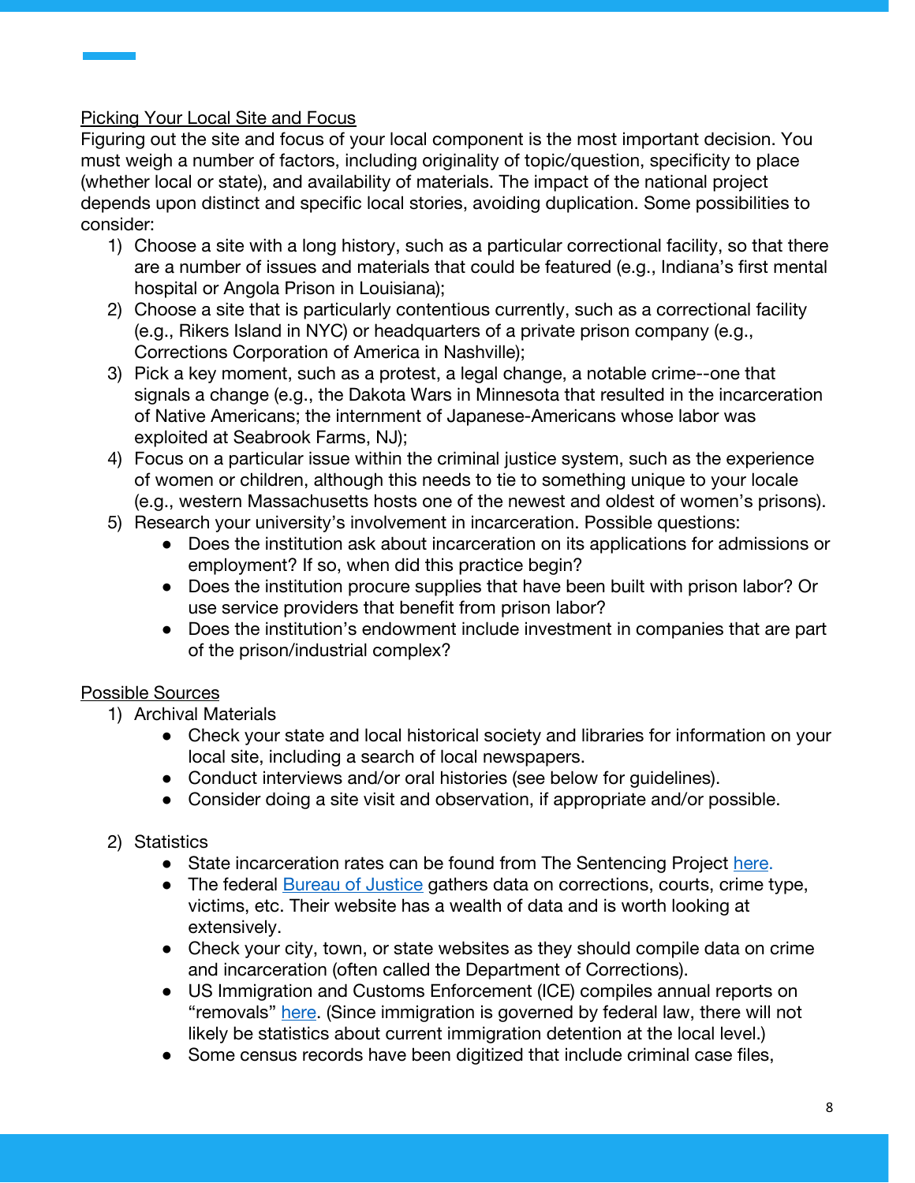## Picking Your Local Site and Focus

Figuring out the site and focus of your local component is the most important decision. You must weigh a number of factors, including originality of topic/question, specificity to place (whether local or state), and availability of materials. The impact of the national project depends upon distinct and specific local stories, avoiding duplication. Some possibilities to consider:

1) Choose a site with a long history, such as a particular correctional facility, so that there are a number of issues and materials that could be featured (e.g., Indiana's first mental hospital or Angola Prison in Louisiana);
2) Choose a site that is particularly contentious currently, such as a correctional facility (e.g., Rikers Island in NYC) or headquarters of a private prison company (e.g., Corrections Corporation of America in Nashville);
3) Pick a key moment, such as a protest, a legal change, a notable crime--one that signals a change (e.g., the Dakota Wars in Minnesota that resulted in the incarceration of Native Americans; the internment of Japanese-Americans whose labor was exploited at Seabrook Farms, NJ);
4) Focus on a particular issue within the criminal justice system, such as the experience of women or children, although this needs to tie to something unique to your locale (e.g., western Massachusetts hosts one of the newest and oldest of women's prisons).
5) Research your university's involvement in incarceration. Possible questions:
    - Does the institution ask about incarceration on its applications for admissions or employment? If so, when did this practice begin?
    - Does the institution procure supplies that have been built with prison labor? Or use service providers that benefit from prison labor?
    - Does the institution's endowment include investment in companies that are part of the prison/industrial complex?

## Possible Sources

1) Archival Materials
    - Check your state and local historical society and libraries for information on your local site, including a search of local newspapers.
    - Conduct interviews and/or oral histories (see below for guidelines).
    - Consider doing a site visit and observation, if appropriate and/or possible.

2) Statistics
    - State incarceration rates can be found from The Sentencing Project here.
    - The federal Bureau of Justice gathers data on corrections, courts, crime type, victims, etc. Their website has a wealth of data and is worth looking at extensively.
    - Check your city, town, or state websites as they should compile data on crime and incarceration (often called the Department of Corrections).
    - US Immigration and Customs Enforcement (ICE) compiles annual reports on "removals" here. (Since immigration is governed by federal law, there will not likely be statistics about current immigration detention at the local level.)
    - Some census records have been digitized that include criminal case files,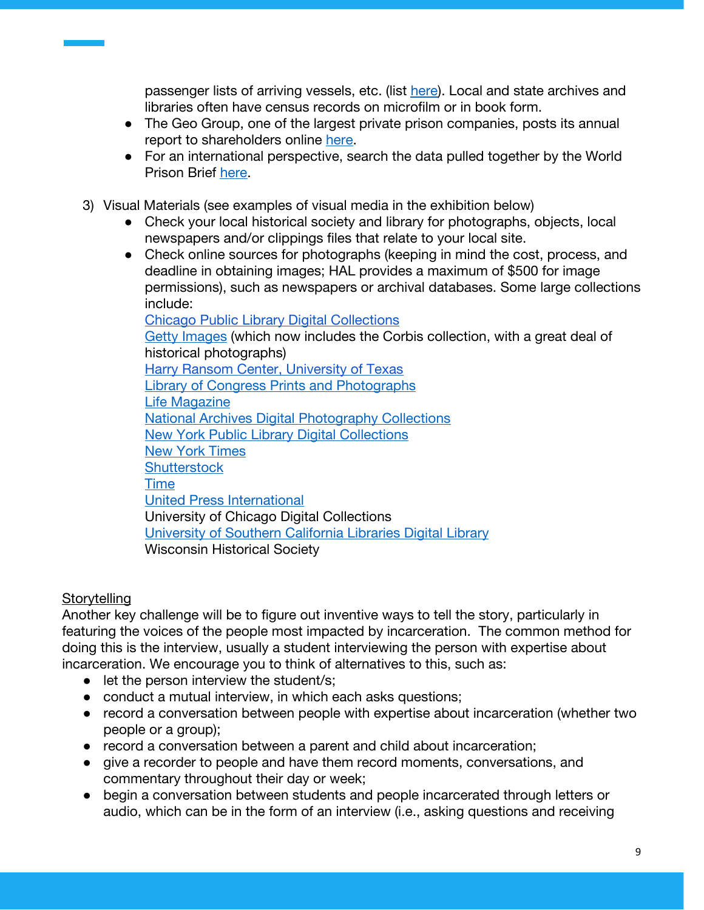passenger lists of arriving vessels, etc. (list here). Local and state archives and libraries often have census records on microfilm or in book form.
   - The Geo Group, one of the largest private prison companies, posts its annual report to shareholders online here.
   - For an international perspective, search the data pulled together by the World Prison Brief here.

3) Visual Materials (see examples of visual media in the exhibition below)
   - Check your local historical society and library for photographs, objects, local newspapers and/or clippings files that relate to your local site.
   - Check online sources for photographs (keeping in mind the cost, process, and deadline in obtaining images; HAL provides a maximum of $500 for image permissions), such as newspapers or archival databases. Some large collections include:
     Chicago Public Library Digital Collections
     Getty Images (which now includes the Corbis collection, with a great deal of historical photographs)
     Harry Ransom Center, University of Texas
     Library of Congress Prints and Photographs
     Life Magazine
     National Archives Digital Photography Collections
     New York Public Library Digital Collections
     New York Times
     Shutterstock
     Time
     United Press International
     University of Chicago Digital Collections
     University of Southern California Libraries Digital Library
     Wisconsin Historical Society

Storytelling

Another key challenge will be to figure out inventive ways to tell the story, particularly in featuring the voices of the people most impacted by incarceration. The common method for doing this is the interview, usually a student interviewing the person with expertise about incarceration. We encourage you to think of alternatives to this, such as:

- let the person interview the student/s;
- conduct a mutual interview, in which each asks questions;
- record a conversation between people with expertise about incarceration (whether two people or a group);
- record a conversation between a parent and child about incarceration;
- give a recorder to people and have them record moments, conversations, and commentary throughout their day or week;
- begin a conversation between students and people incarcerated through letters or audio, which can be in the form of an interview (i.e., asking questions and receiving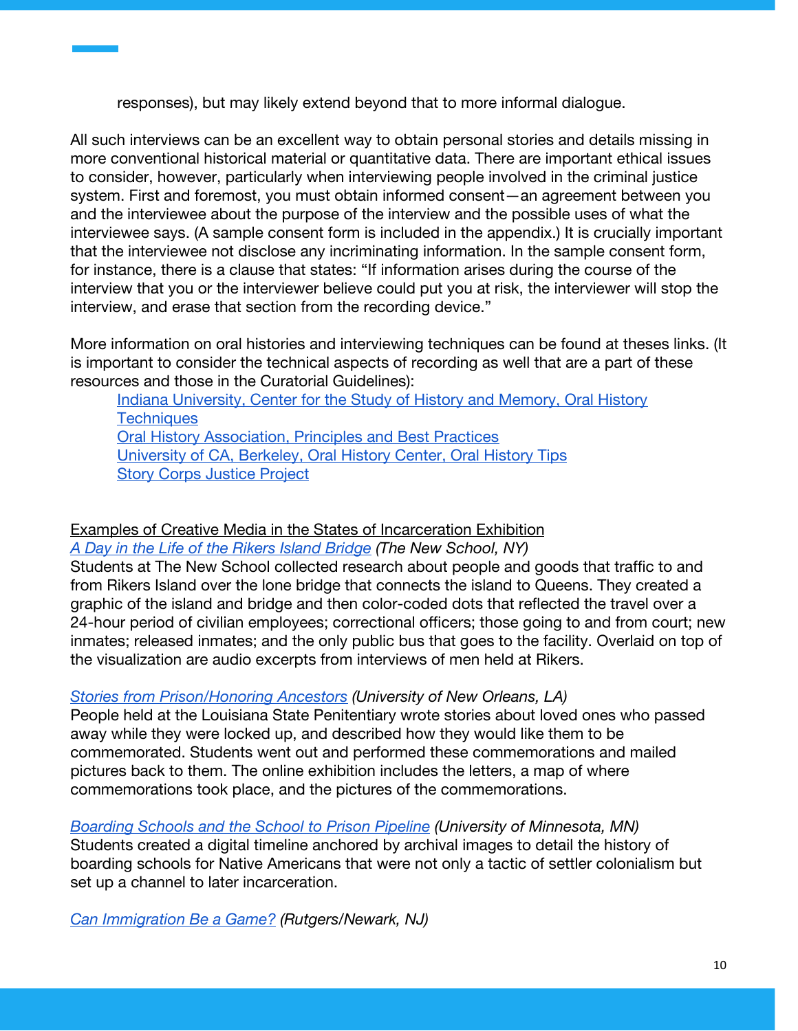responses), but may likely extend beyond that to more informal dialogue.

All such interviews can be an excellent way to obtain personal stories and details missing in more conventional historical material or quantitative data. There are important ethical issues to consider, however, particularly when interviewing people involved in the criminal justice system. First and foremost, you must obtain informed consent—an agreement between you and the interviewee about the purpose of the interview and the possible uses of what the interviewee says. (A sample consent form is included in the appendix.) It is crucially important that the interviewee not disclose any incriminating information. In the sample consent form, for instance, there is a clause that states: "If information arises during the course of the interview that you or the interviewer believe could put you at risk, the interviewer will stop the interview, and erase that section from the recording device."

More information on oral histories and interviewing techniques can be found at theses links. (It is important to consider the technical aspects of recording as well that are a part of these resources and those in the Curatorial Guidelines):

- Indiana University, Center for the Study of History and Memory, Oral History Techniques
- Oral History Association, Principles and Best Practices
- University of CA, Berkeley, Oral History Center, Oral History Tips
- Story Corps Justice Project

Examples of Creative Media in the States of Incarceration Exhibition

*A Day in the Life of the Rikers Island Bridge (The New School, NY)*

Students at The New School collected research about people and goods that traffic to and from Rikers Island over the lone bridge that connects the island to Queens. They created a graphic of the island and bridge and then color-coded dots that reflected the travel over a 24-hour period of civilian employees; correctional officers; those going to and from court; new inmates; released inmates; and the only public bus that goes to the facility. Overlaid on top of the visualization are audio excerpts from interviews of men held at Rikers.

*Stories from Prison/Honoring Ancestors (University of New Orleans, LA)*

People held at the Louisiana State Penitentiary wrote stories about loved ones who passed away while they were locked up, and described how they would like them to be commemorated. Students went out and performed these commemorations and mailed pictures back to them. The online exhibition includes the letters, a map of where commemorations took place, and the pictures of the commemorations.

*Boarding Schools and the School to Prison Pipeline (University of Minnesota, MN)*

Students created a digital timeline anchored by archival images to detail the history of boarding schools for Native Americans that were not only a tactic of settler colonialism but set up a channel to later incarceration.

*Can Immigration Be a Game? (Rutgers/Newark, NJ)*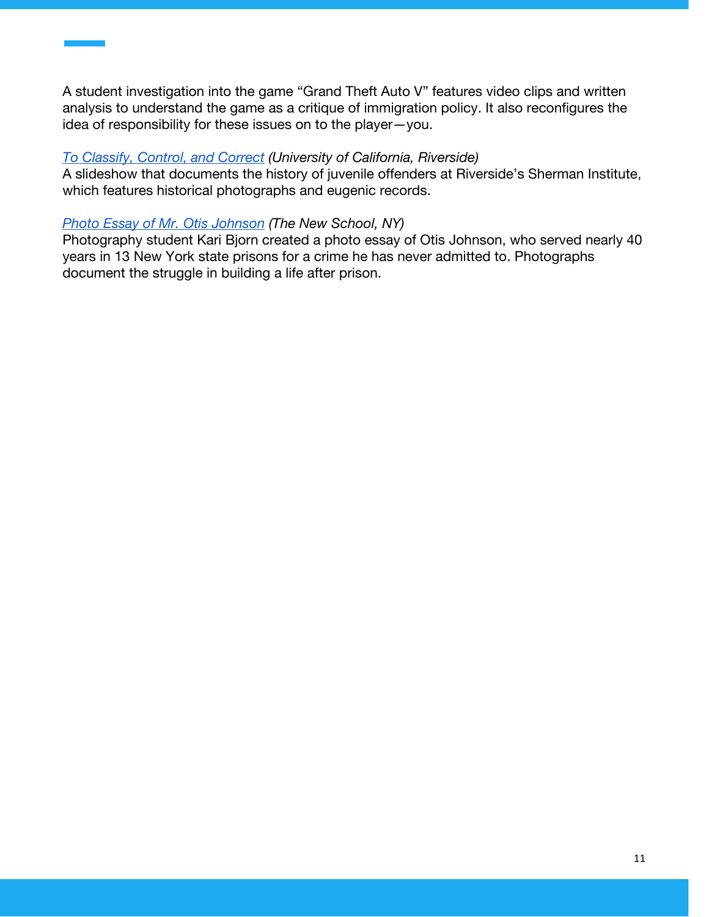A student investigation into the game "Grand Theft Auto V" features video clips and written analysis to understand the game as a critique of immigration policy. It also reconfigures the idea of responsibility for these issues on to the player—you.

*To Classify, Control, and Correct* *(University of California, Riverside)*
A slideshow that documents the history of juvenile offenders at Riverside's Sherman Institute, which features historical photographs and eugenic records.

*Photo Essay of Mr. Otis Johnson* *(The New School, NY)*
Photography student Kari Bjorn created a photo essay of Otis Johnson, who served nearly 40 years in 13 New York state prisons for a crime he has never admitted to. Photographs document the struggle in building a life after prison.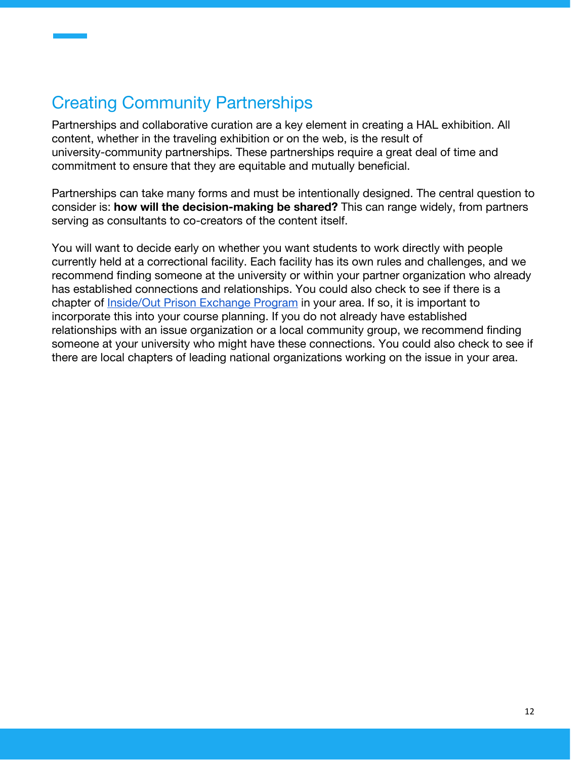## Creating Community Partnerships

Partnerships and collaborative curation are a key element in creating a HAL exhibition. All content, whether in the traveling exhibition or on the web, is the result of university-community partnerships. These partnerships require a great deal of time and commitment to ensure that they are equitable and mutually beneficial.

Partnerships can take many forms and must be intentionally designed. The central question to consider is: **how will the decision-making be shared?** This can range widely, from partners serving as consultants to co-creators of the content itself.

You will want to decide early on whether you want students to work directly with people currently held at a correctional facility. Each facility has its own rules and challenges, and we recommend finding someone at the university or within your partner organization who already has established connections and relationships. You could also check to see if there is a chapter of Inside/Out Prison Exchange Program in your area. If so, it is important to incorporate this into your course planning. If you do not already have established relationships with an issue organization or a local community group, we recommend finding someone at your university who might have these connections. You could also check to see if there are local chapters of leading national organizations working on the issue in your area.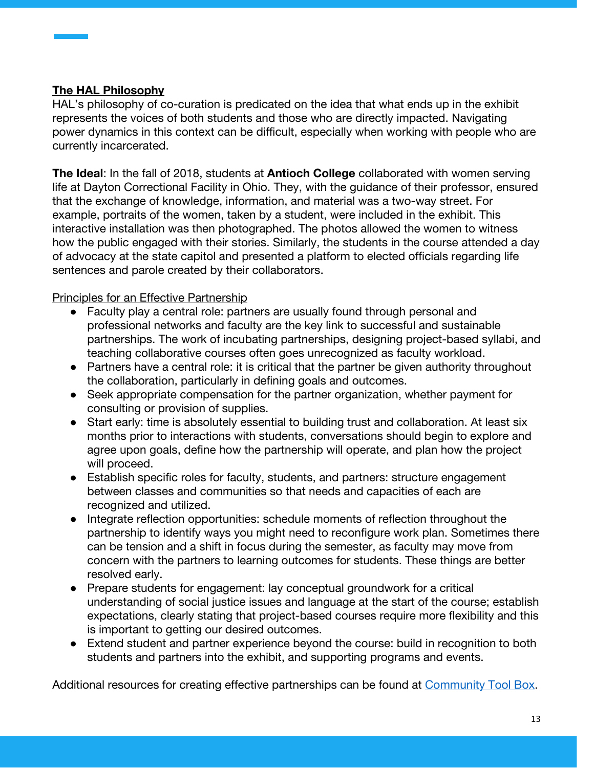## The HAL Philosophy

HAL's philosophy of co-curation is predicated on the idea that what ends up in the exhibit represents the voices of both students and those who are directly impacted. Navigating power dynamics in this context can be difficult, especially when working with people who are currently incarcerated.

**The Ideal**: In the fall of 2018, students at **Antioch College** collaborated with women serving life at Dayton Correctional Facility in Ohio. They, with the guidance of their professor, ensured that the exchange of knowledge, information, and material was a two-way street. For example, portraits of the women, taken by a student, were included in the exhibit. This interactive installation was then photographed. The photos allowed the women to witness how the public engaged with their stories. Similarly, the students in the course attended a day of advocacy at the state capitol and presented a platform to elected officials regarding life sentences and parole created by their collaborators.

Principles for an Effective Partnership

- Faculty play a central role: partners are usually found through personal and professional networks and faculty are the key link to successful and sustainable partnerships. The work of incubating partnerships, designing project-based syllabi, and teaching collaborative courses often goes unrecognized as faculty workload.
- Partners have a central role: it is critical that the partner be given authority throughout the collaboration, particularly in defining goals and outcomes.
- Seek appropriate compensation for the partner organization, whether payment for consulting or provision of supplies.
- Start early: time is absolutely essential to building trust and collaboration. At least six months prior to interactions with students, conversations should begin to explore and agree upon goals, define how the partnership will operate, and plan how the project will proceed.
- Establish specific roles for faculty, students, and partners: structure engagement between classes and communities so that needs and capacities of each are recognized and utilized.
- Integrate reflection opportunities: schedule moments of reflection throughout the partnership to identify ways you might need to reconfigure work plan. Sometimes there can be tension and a shift in focus during the semester, as faculty may move from concern with the partners to learning outcomes for students. These things are better resolved early.
- Prepare students for engagement: lay conceptual groundwork for a critical understanding of social justice issues and language at the start of the course; establish expectations, clearly stating that project-based courses require more flexibility and this is important to getting our desired outcomes.
- Extend student and partner experience beyond the course: build in recognition to both students and partners into the exhibit, and supporting programs and events.

Additional resources for creating effective partnerships can be found at Community Tool Box.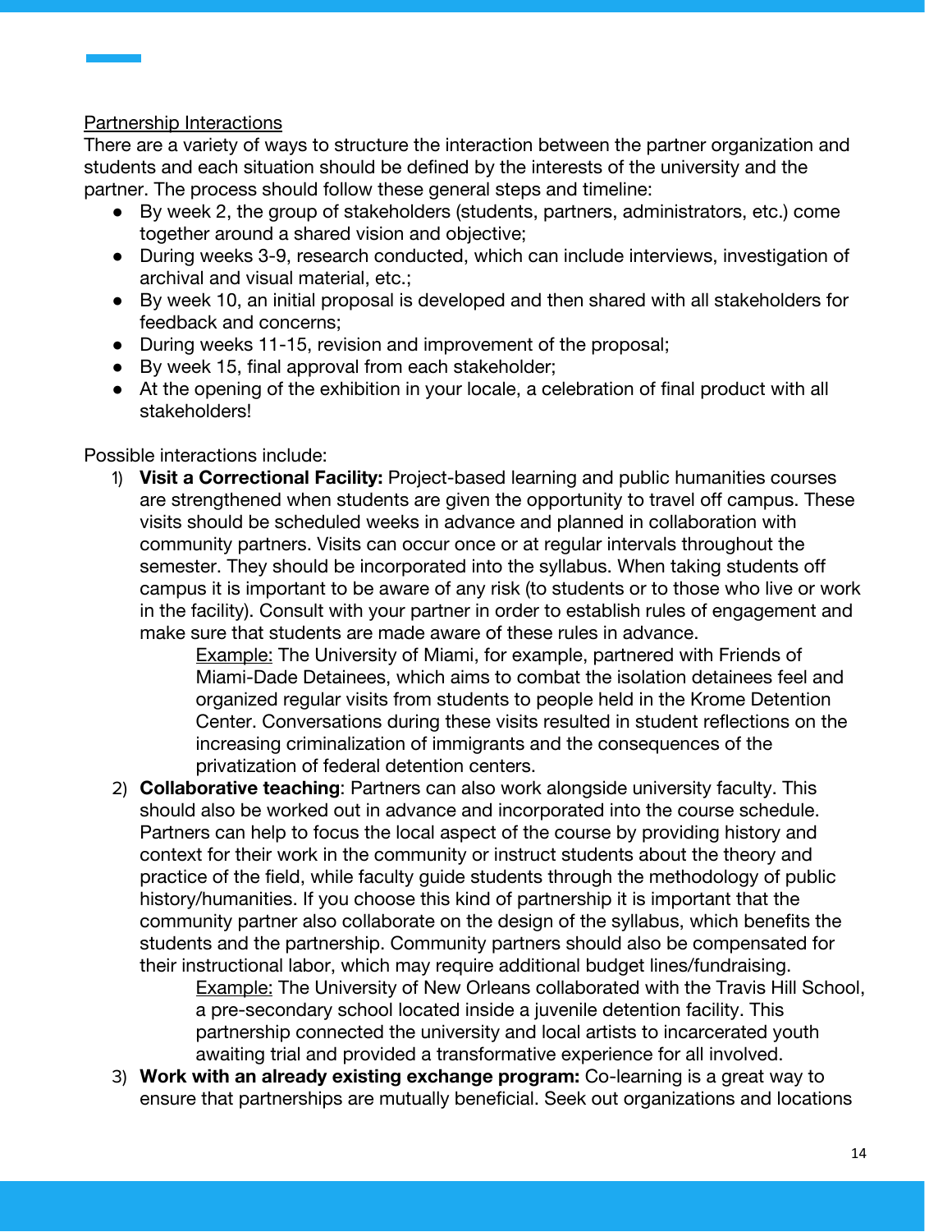<u>Partnership Interactions</u>

There are a variety of ways to structure the interaction between the partner organization and students and each situation should be defined by the interests of the university and the partner. The process should follow these general steps and timeline:

- By week 2, the group of stakeholders (students, partners, administrators, etc.) come together around a shared vision and objective;
- During weeks 3-9, research conducted, which can include interviews, investigation of archival and visual material, etc.;
- By week 10, an initial proposal is developed and then shared with all stakeholders for feedback and concerns;
- During weeks 11-15, revision and improvement of the proposal;
- By week 15, final approval from each stakeholder;
- At the opening of the exhibition in your locale, a celebration of final product with all stakeholders!

Possible interactions include:

1) **Visit a Correctional Facility:** Project-based learning and public humanities courses are strengthened when students are given the opportunity to travel off campus. These visits should be scheduled weeks in advance and planned in collaboration with community partners. Visits can occur once or at regular intervals throughout the semester. They should be incorporated into the syllabus. When taking students off campus it is important to be aware of any risk (to students or to those who live or work in the facility). Consult with your partner in order to establish rules of engagement and make sure that students are made aware of these rules in advance.

    <u>Example:</u> The University of Miami, for example, partnered with Friends of Miami-Dade Detainees, which aims to combat the isolation detainees feel and organized regular visits from students to people held in the Krome Detention Center. Conversations during these visits resulted in student reflections on the increasing criminalization of immigrants and the consequences of the privatization of federal detention centers.

2) **Collaborative teaching**: Partners can also work alongside university faculty. This should also be worked out in advance and incorporated into the course schedule. Partners can help to focus the local aspect of the course by providing history and context for their work in the community or instruct students about the theory and practice of the field, while faculty guide students through the methodology of public history/humanities. If you choose this kind of partnership it is important that the community partner also collaborate on the design of the syllabus, which benefits the students and the partnership. Community partners should also be compensated for their instructional labor, which may require additional budget lines/fundraising.

    <u>Example:</u> The University of New Orleans collaborated with the Travis Hill School, a pre-secondary school located inside a juvenile detention facility. This partnership connected the university and local artists to incarcerated youth awaiting trial and provided a transformative experience for all involved.

3) **Work with an already existing exchange program:** Co-learning is a great way to ensure that partnerships are mutually beneficial. Seek out organizations and locations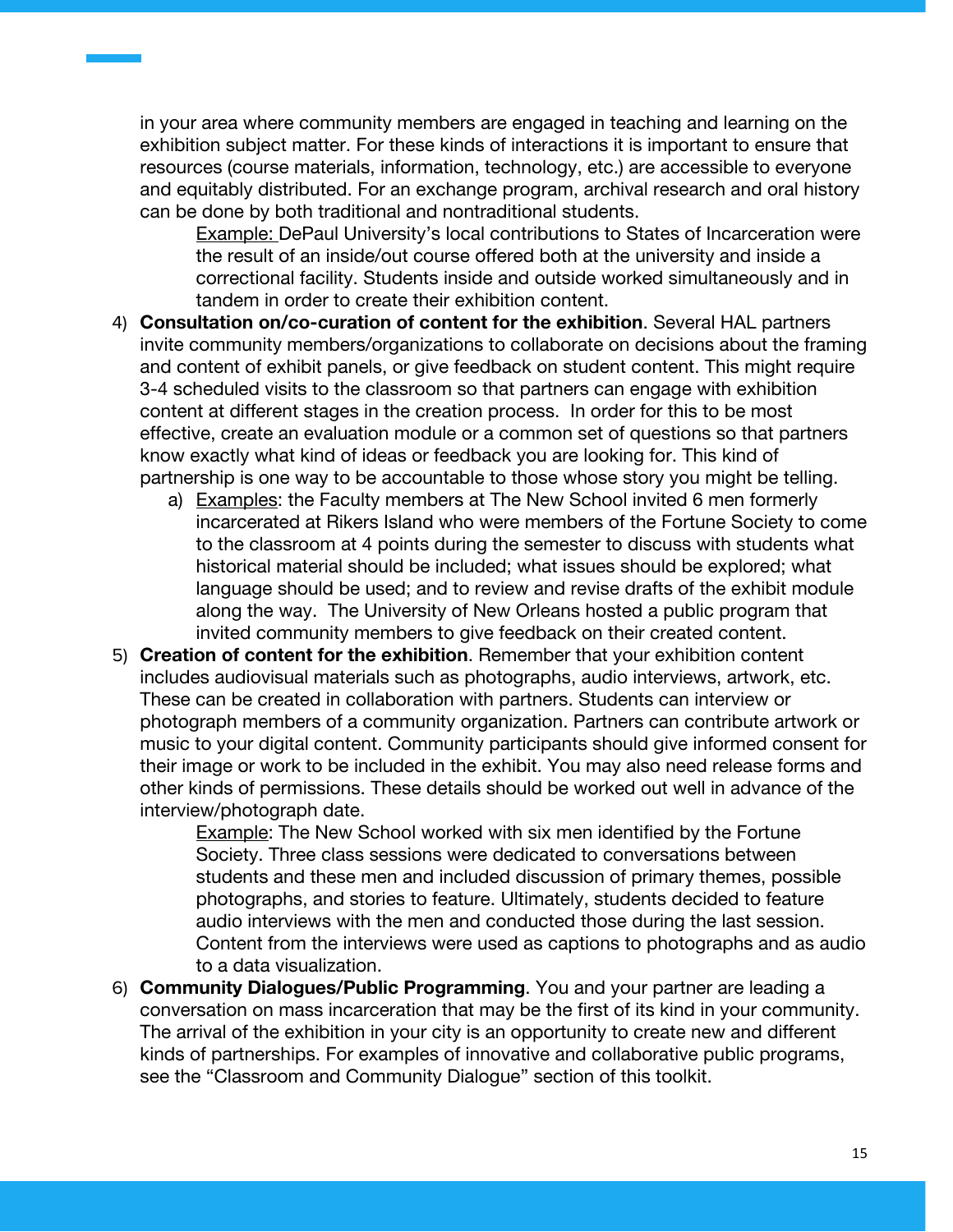in your area where community members are engaged in teaching and learning on the exhibition subject matter. For these kinds of interactions it is important to ensure that resources (course materials, information, technology, etc.) are accessible to everyone and equitably distributed. For an exchange program, archival research and oral history can be done by both traditional and nontraditional students.

> Example: DePaul University's local contributions to States of Incarceration were the result of an inside/out course offered both at the university and inside a correctional facility. Students inside and outside worked simultaneously and in tandem in order to create their exhibition content.

4) **Consultation on/co-curation of content for the exhibition**. Several HAL partners invite community members/organizations to collaborate on decisions about the framing and content of exhibit panels, or give feedback on student content. This might require 3-4 scheduled visits to the classroom so that partners can engage with exhibition content at different stages in the creation process. In order for this to be most effective, create an evaluation module or a common set of questions so that partners know exactly what kind of ideas or feedback you are looking for. This kind of partnership is one way to be accountable to those whose story you might be telling.
    a) Examples: the Faculty members at The New School invited 6 men formerly incarcerated at Rikers Island who were members of the Fortune Society to come to the classroom at 4 points during the semester to discuss with students what historical material should be included; what issues should be explored; what language should be used; and to review and revise drafts of the exhibit module along the way. The University of New Orleans hosted a public program that invited community members to give feedback on their created content.
5) **Creation of content for the exhibition**. Remember that your exhibition content includes audiovisual materials such as photographs, audio interviews, artwork, etc. These can be created in collaboration with partners. Students can interview or photograph members of a community organization. Partners can contribute artwork or music to your digital content. Community participants should give informed consent for their image or work to be included in the exhibit. You may also need release forms and other kinds of permissions. These details should be worked out well in advance of the interview/photograph date.

    > Example: The New School worked with six men identified by the Fortune Society. Three class sessions were dedicated to conversations between students and these men and included discussion of primary themes, possible photographs, and stories to feature. Ultimately, students decided to feature audio interviews with the men and conducted those during the last session. Content from the interviews were used as captions to photographs and as audio to a data visualization.

6) **Community Dialogues/Public Programming**. You and your partner are leading a conversation on mass incarceration that may be the first of its kind in your community. The arrival of the exhibition in your city is an opportunity to create new and different kinds of partnerships. For examples of innovative and collaborative public programs, see the "Classroom and Community Dialogue" section of this toolkit.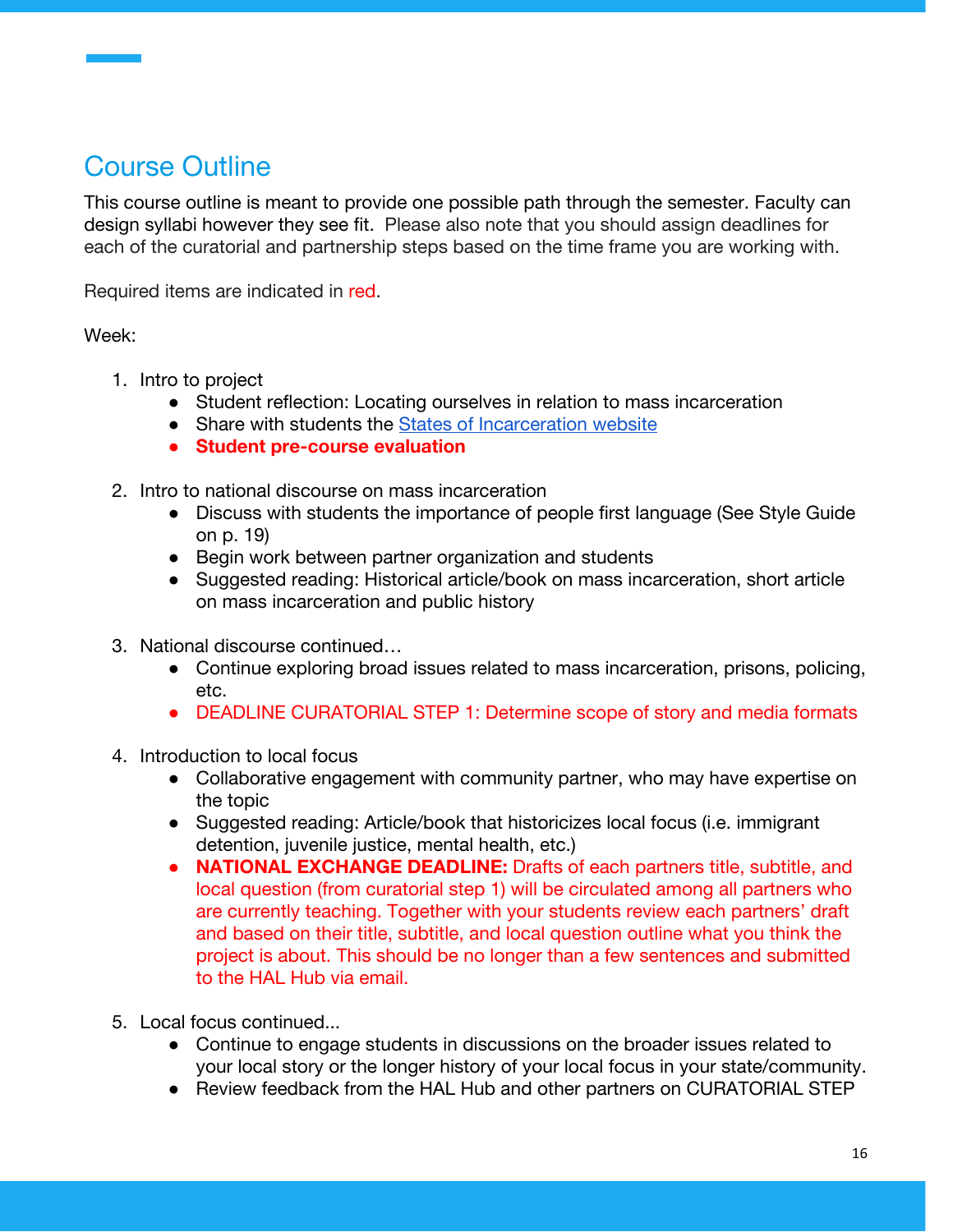## Course Outline

This course outline is meant to provide one possible path through the semester. Faculty can design syllabi however they see fit. Please also note that you should assign deadlines for each of the curatorial and partnership steps based on the time frame you are working with.

Required items are indicated in red.

Week:

1. Intro to project
   - Student reflection: Locating ourselves in relation to mass incarceration
   - Share with students the [States of Incarceration website]()
   - **Student pre-course evaluation**

2. Intro to national discourse on mass incarceration
   - Discuss with students the importance of people first language (See Style Guide on p. 19)
   - Begin work between partner organization and students
   - Suggested reading: Historical article/book on mass incarceration, short article on mass incarceration and public history

3. National discourse continued…
   - Continue exploring broad issues related to mass incarceration, prisons, policing, etc.
   - DEADLINE CURATORIAL STEP 1: Determine scope of story and media formats

4. Introduction to local focus
   - Collaborative engagement with community partner, who may have expertise on the topic
   - Suggested reading: Article/book that historicizes local focus (i.e. immigrant detention, juvenile justice, mental health, etc.)
   - **NATIONAL EXCHANGE DEADLINE:** Drafts of each partners title, subtitle, and local question (from curatorial step 1) will be circulated among all partners who are currently teaching. Together with your students review each partners' draft and based on their title, subtitle, and local question outline what you think the project is about. This should be no longer than a few sentences and submitted to the HAL Hub via email.

5. Local focus continued...
   - Continue to engage students in discussions on the broader issues related to your local story or the longer history of your local focus in your state/community.
   - Review feedback from the HAL Hub and other partners on CURATORIAL STEP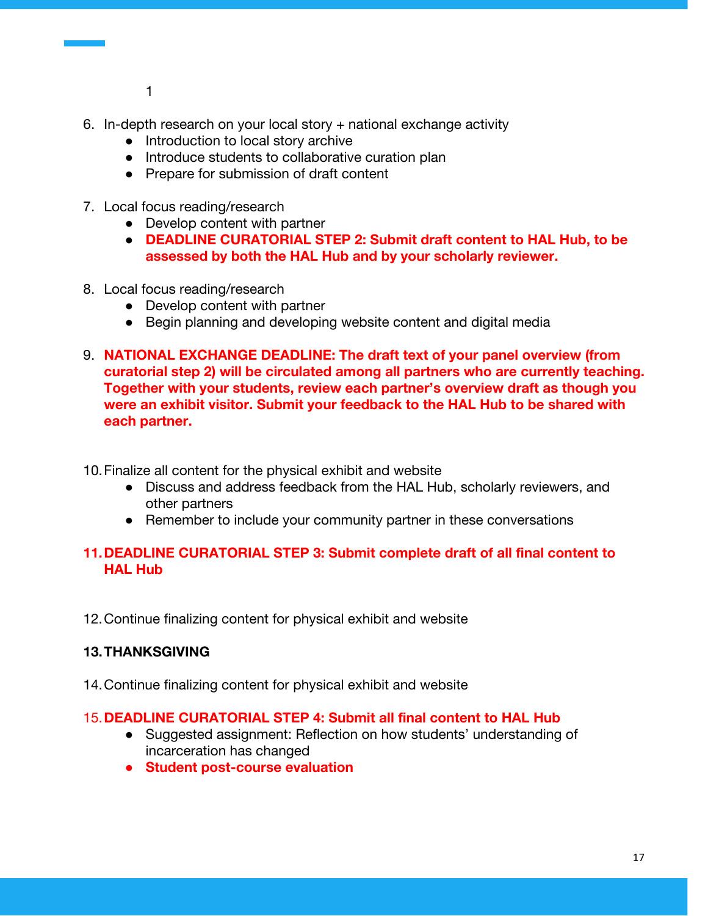1

6. In-depth research on your local story + national exchange activity
    - Introduction to local story archive
    - Introduce students to collaborative curation plan
    - Prepare for submission of draft content

7. Local focus reading/research
    - Develop content with partner
    - **DEADLINE CURATORIAL STEP 2: Submit draft content to HAL Hub, to be assessed by both the HAL Hub and by your scholarly reviewer.**

8. Local focus reading/research
    - Develop content with partner
    - Begin planning and developing website content and digital media

9. **NATIONAL EXCHANGE DEADLINE: The draft text of your panel overview (from curatorial step 2) will be circulated among all partners who are currently teaching. Together with your students, review each partner's overview draft as though you were an exhibit visitor. Submit your feedback to the HAL Hub to be shared with each partner.**

10. Finalize all content for the physical exhibit and website
    - Discuss and address feedback from the HAL Hub, scholarly reviewers, and other partners
    - Remember to include your community partner in these conversations

11. **DEADLINE CURATORIAL STEP 3: Submit complete draft of all final content to HAL Hub**

12. Continue finalizing content for physical exhibit and website

13. **THANKSGIVING**

14. Continue finalizing content for physical exhibit and website

15. **DEADLINE CURATORIAL STEP 4: Submit all final content to HAL Hub**
    - Suggested assignment: Reflection on how students' understanding of incarceration has changed
    - **Student post-course evaluation**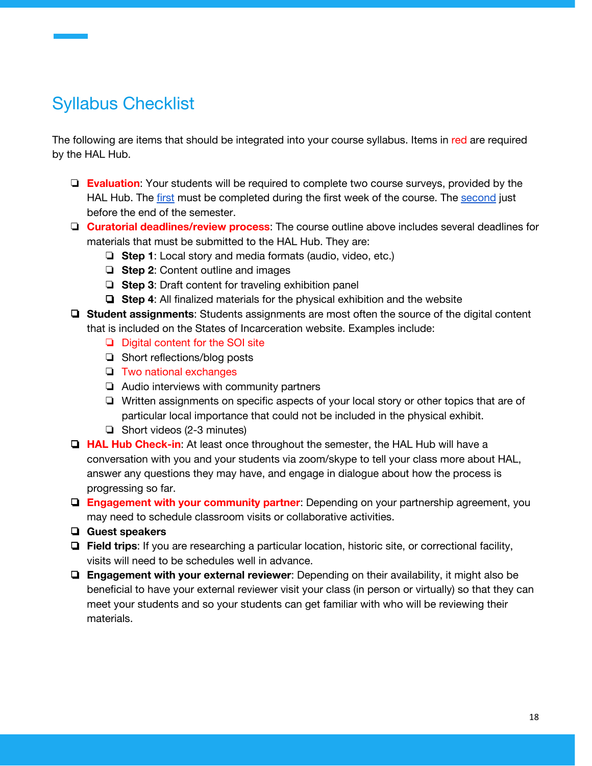## Syllabus Checklist

The following are items that should be integrated into your course syllabus. Items in red are required by the HAL Hub.

- ❏ **Evaluation**: Your students will be required to complete two course surveys, provided by the HAL Hub. The first must be completed during the first week of the course. The second just before the end of the semester.
- ❏ **Curatorial deadlines/review process**: The course outline above includes several deadlines for materials that must be submitted to the HAL Hub. They are:
  - ❏ **Step 1**: Local story and media formats (audio, video, etc.)
  - ❏ **Step 2**: Content outline and images
  - ❏ **Step 3**: Draft content for traveling exhibition panel
  - ❏ **Step 4**: All finalized materials for the physical exhibition and the website
- ❏ **Student assignments**: Students assignments are most often the source of the digital content that is included on the States of Incarceration website. Examples include:
  - ❏ Digital content for the SOI site
  - ❏ Short reflections/blog posts
  - ❏ Two national exchanges
  - ❏ Audio interviews with community partners
  - ❏ Written assignments on specific aspects of your local story or other topics that are of particular local importance that could not be included in the physical exhibit.
  - ❏ Short videos (2-3 minutes)
- ❏ **HAL Hub Check-in**: At least once throughout the semester, the HAL Hub will have a conversation with you and your students via zoom/skype to tell your class more about HAL, answer any questions they may have, and engage in dialogue about how the process is progressing so far.
- ❏ **Engagement with your community partner**: Depending on your partnership agreement, you may need to schedule classroom visits or collaborative activities.
- ❏ **Guest speakers**
- ❏ **Field trips**: If you are researching a particular location, historic site, or correctional facility, visits will need to be schedules well in advance.
- ❏ **Engagement with your external reviewer**: Depending on their availability, it might also be beneficial to have your external reviewer visit your class (in person or virtually) so that they can meet your students and so your students can get familiar with who will be reviewing their materials.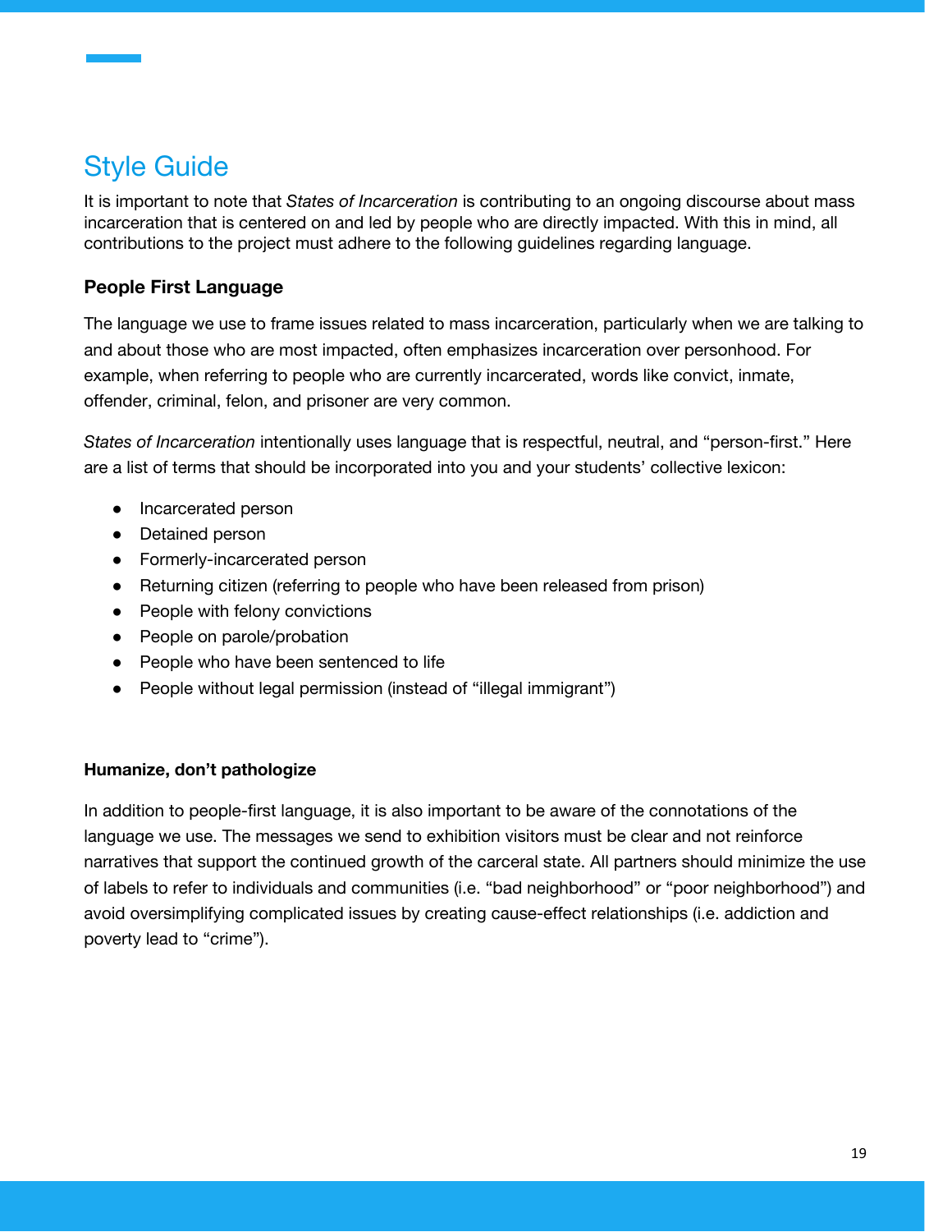## Style Guide

It is important to note that *States of Incarceration* is contributing to an ongoing discourse about mass incarceration that is centered on and led by people who are directly impacted. With this in mind, all contributions to the project must adhere to the following guidelines regarding language.

### People First Language

The language we use to frame issues related to mass incarceration, particularly when we are talking to and about those who are most impacted, often emphasizes incarceration over personhood. For example, when referring to people who are currently incarcerated, words like convict, inmate, offender, criminal, felon, and prisoner are very common.

*States of Incarceration* intentionally uses language that is respectful, neutral, and "person-first." Here are a list of terms that should be incorporated into you and your students' collective lexicon:

- Incarcerated person
- Detained person
- Formerly-incarcerated person
- Returning citizen (referring to people who have been released from prison)
- People with felony convictions
- People on parole/probation
- People who have been sentenced to life
- People without legal permission (instead of "illegal immigrant")

### Humanize, don't pathologize

In addition to people-first language, it is also important to be aware of the connotations of the language we use. The messages we send to exhibition visitors must be clear and not reinforce narratives that support the continued growth of the carceral state. All partners should minimize the use of labels to refer to individuals and communities (i.e. "bad neighborhood" or "poor neighborhood") and avoid oversimplifying complicated issues by creating cause-effect relationships (i.e. addiction and poverty lead to "crime").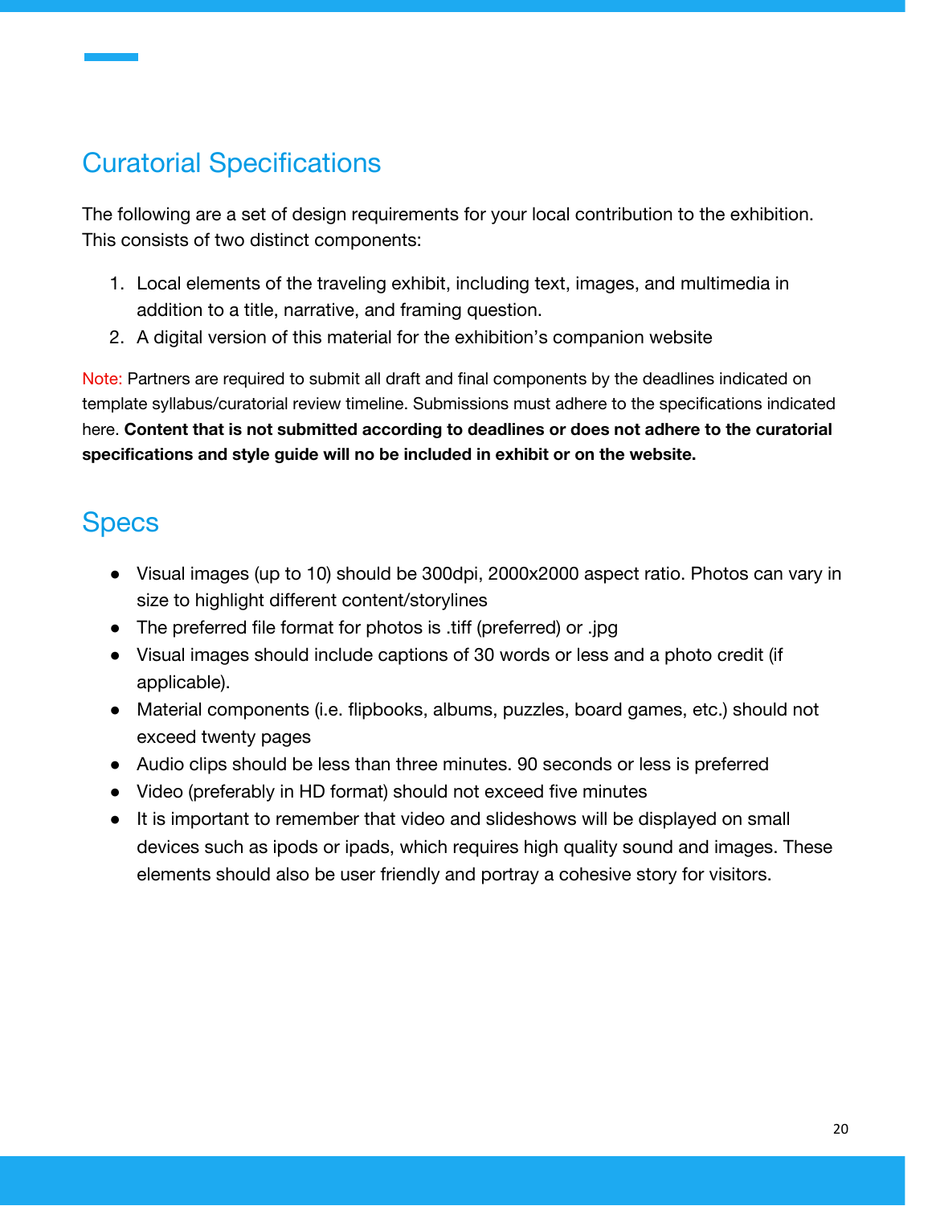## Curatorial Specifications

The following are a set of design requirements for your local contribution to the exhibition. This consists of two distinct components:

1. Local elements of the traveling exhibit, including text, images, and multimedia in addition to a title, narrative, and framing question.
2. A digital version of this material for the exhibition's companion website

Note: Partners are required to submit all draft and final components by the deadlines indicated on template syllabus/curatorial review timeline. Submissions must adhere to the specifications indicated here. **Content that is not submitted according to deadlines or does not adhere to the curatorial specifications and style guide will no be included in exhibit or on the website.**

## Specs

- Visual images (up to 10) should be 300dpi, 2000x2000 aspect ratio. Photos can vary in size to highlight different content/storylines
- The preferred file format for photos is .tiff (preferred) or .jpg
- Visual images should include captions of 30 words or less and a photo credit (if applicable).
- Material components (i.e. flipbooks, albums, puzzles, board games, etc.) should not exceed twenty pages
- Audio clips should be less than three minutes. 90 seconds or less is preferred
- Video (preferably in HD format) should not exceed five minutes
- It is important to remember that video and slideshows will be displayed on small devices such as ipods or ipads, which requires high quality sound and images. These elements should also be user friendly and portray a cohesive story for visitors.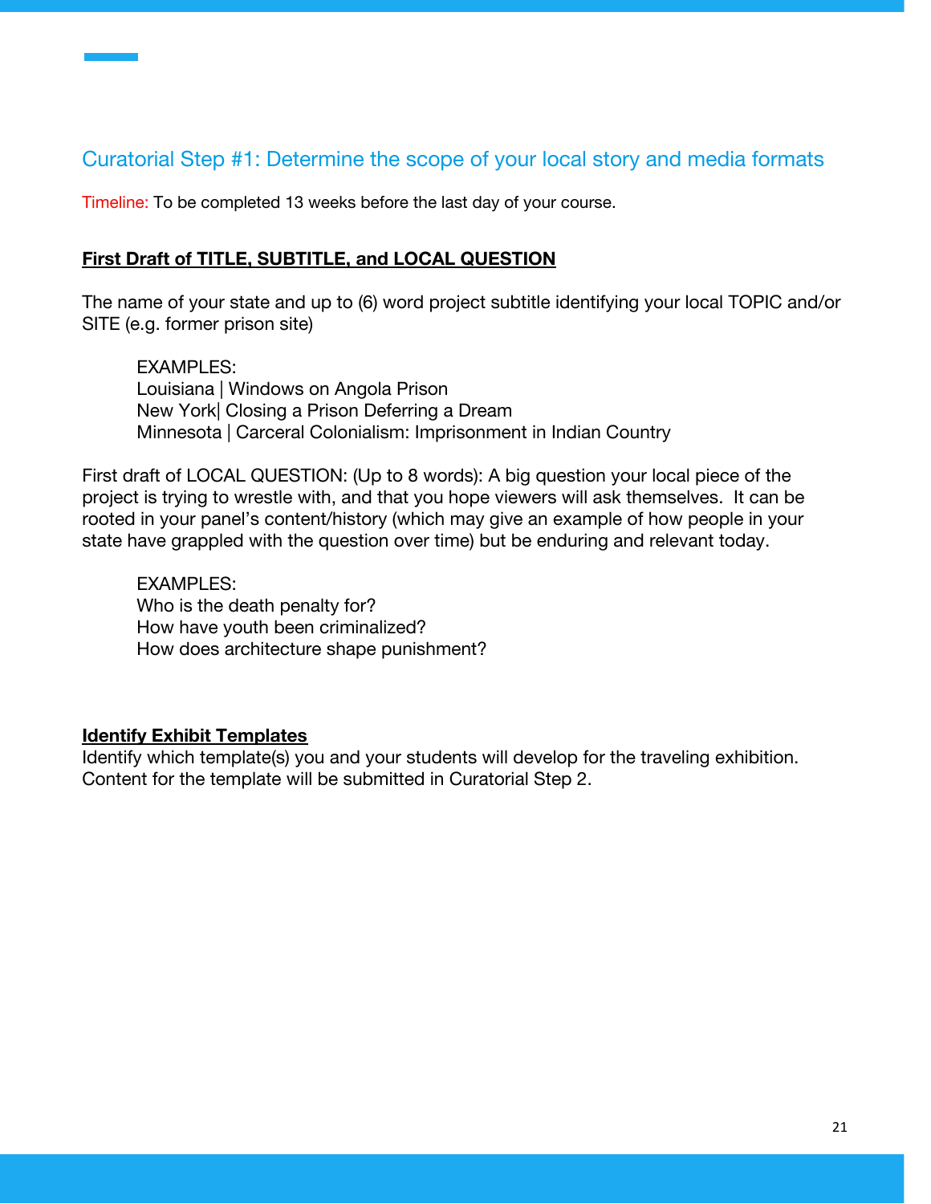## Curatorial Step #1: Determine the scope of your local story and media formats

Timeline: To be completed 13 weeks before the last day of your course.

**First Draft of TITLE, SUBTITLE, and LOCAL QUESTION**

The name of your state and up to (6) word project subtitle identifying your local TOPIC and/or SITE (e.g. former prison site)

> EXAMPLES:
> Louisiana | Windows on Angola Prison
> New York| Closing a Prison Deferring a Dream
> Minnesota | Carceral Colonialism: Imprisonment in Indian Country

First draft of LOCAL QUESTION: (Up to 8 words): A big question your local piece of the project is trying to wrestle with, and that you hope viewers will ask themselves. It can be rooted in your panel's content/history (which may give an example of how people in your state have grappled with the question over time) but be enduring and relevant today.

> EXAMPLES:
> Who is the death penalty for?
> How have youth been criminalized?
> How does architecture shape punishment?

**Identify Exhibit Templates**

Identify which template(s) you and your students will develop for the traveling exhibition. Content for the template will be submitted in Curatorial Step 2.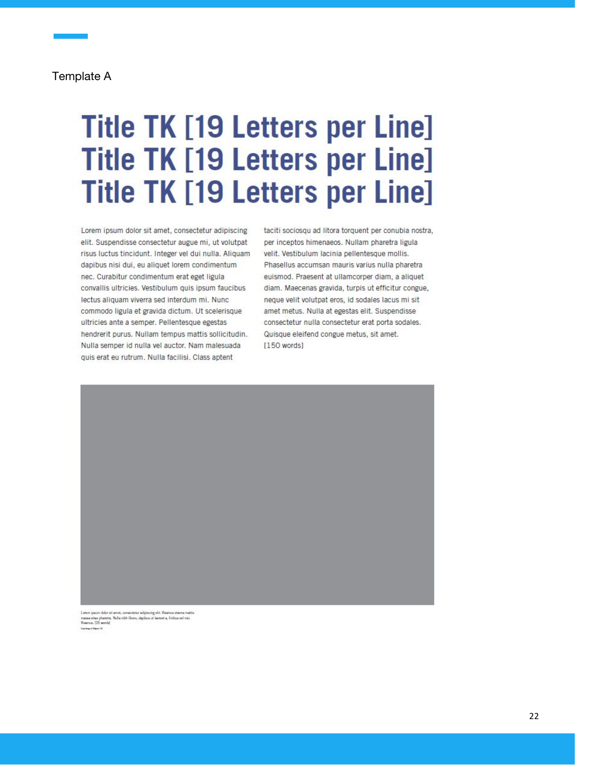Template A

# Title TK [19 Letters per Line] Title TK [19 Letters per Line] Title TK [19 Letters per Line]

Lorem ipsum dolor sit amet, consectetur adipiscing elit. Suspendisse consectetur augue mi, ut volutpat risus luctus tincidunt. Integer vel dui nulla. Aliquam dapibus nisi dui, eu aliquet lorem condimentum nec. Curabitur condimentum erat eget ligula convallis ultricies. Vestibulum quis ipsum faucibus lectus aliquam viverra sed interdum mi. Nunc commodo ligula et gravida dictum. Ut scelerisque ultricies ante a semper. Pellentesque egestas hendrerit purus. Nullam tempus mattis sollicitudin. Nulla semper id nulla vel auctor. Nam malesuada quis erat eu rutrum. Nulla facilisi. Class aptent taciti sociosqu ad litora torquent per conubia nostra, per inceptos himenaeos. Nullam pharetra ligula velit. Vestibulum lacinia pellentesque mollis. Phasellus accumsan mauris varius nulla pharetra euismod. Praesent at ullamcorper diam, a aliquet diam. Maecenas gravida, turpis ut efficitur congue, neque velit volutpat eros, id sodales lacus mi sit amet metus. Nulla at egestas elit. Suspendisse consectetur nulla consectetur erat porta sodales. Quisque eleifend congue metus, sit amet. [150 words]

Lorem ipsum dolor sit amet, consectetur adipiscing elit. Vivamus viverra mattis massa vitae pharetra. Nulla nibh libero, dapibus ut laoreet a, finibus vel nisi. Vivamus. [25 words]

Courtesy of Name TK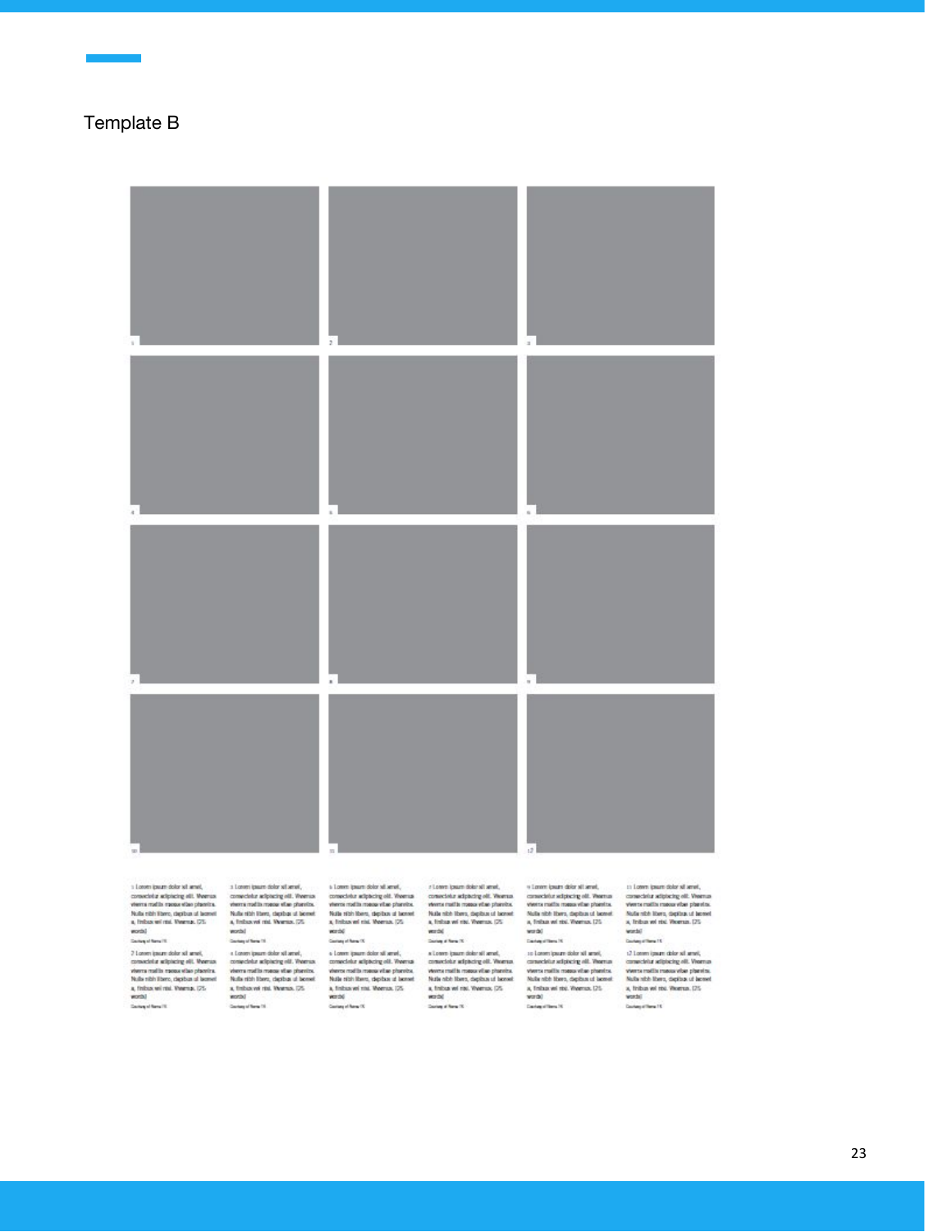Template B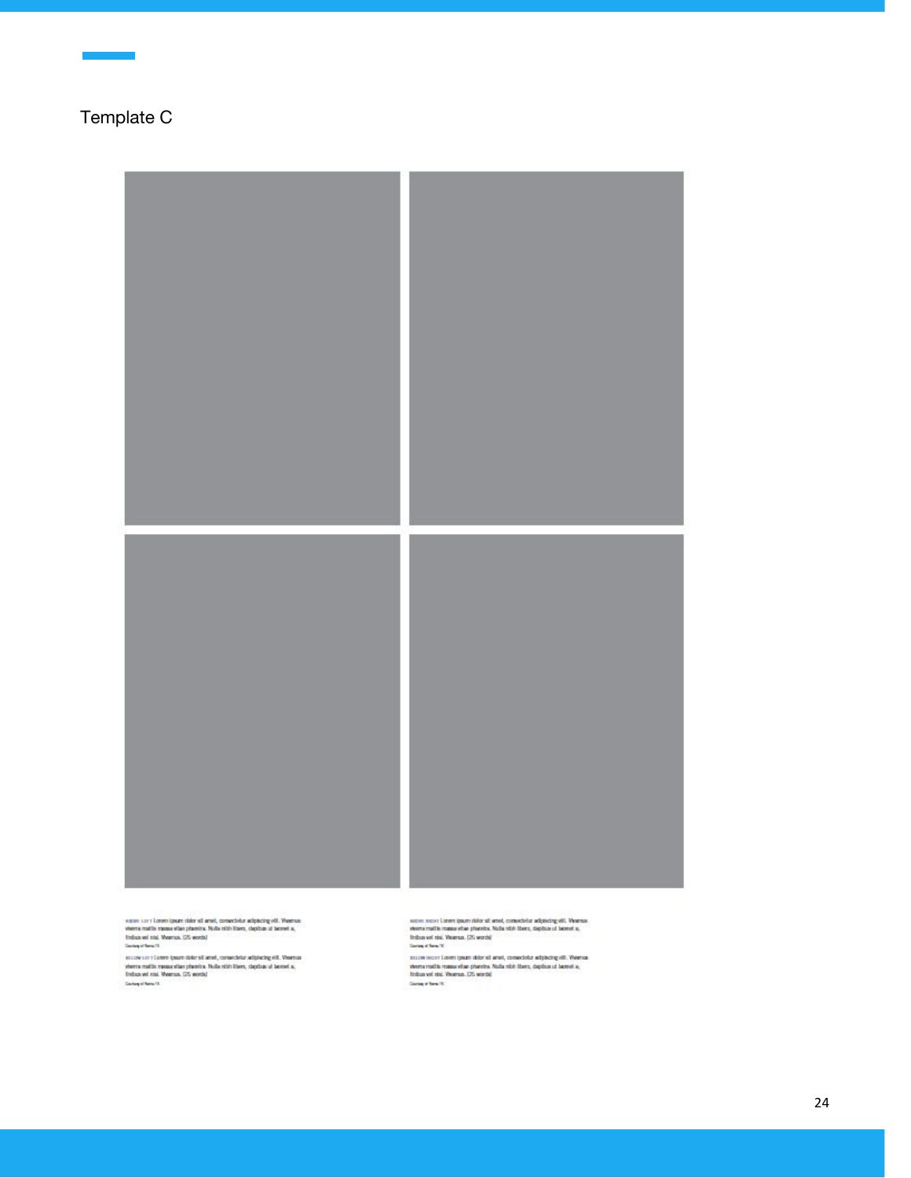Template C

ABOVE LEFT Lorem ipsum dolor sit amet, consectetur adipiscing elit. Vivamus viverra mattis massa vitae pharetra. Nulla nibh libero, dapibus ut laoreet a, finibus vel nisl. Vivamus. (25 words)
Courtesy of Name (?)

BELOW LEFT Lorem ipsum dolor sit amet, consectetur adipiscing elit. Vivamus viverra mattis massa vitae pharetra. Nulla nibh libero, dapibus ut laoreet a, finibus vel nisl. Vivamus. (25 words)
Courtesy of Name (?)

ABOVE RIGHT Lorem ipsum dolor sit amet, consectetur adipiscing elit. Vivamus viverra mattis massa vitae pharetra. Nulla nibh libero, dapibus ut laoreet a, finibus vel nisl. Vivamus. (25 words)
Courtesy of Name (?)

BELOW RIGHT Lorem ipsum dolor sit amet, consectetur adipiscing elit. Vivamus viverra mattis massa vitae pharetra. Nulla nibh libero, dapibus ut laoreet a, finibus vel nisl. Vivamus. (25 words)
Courtesy of Name (?)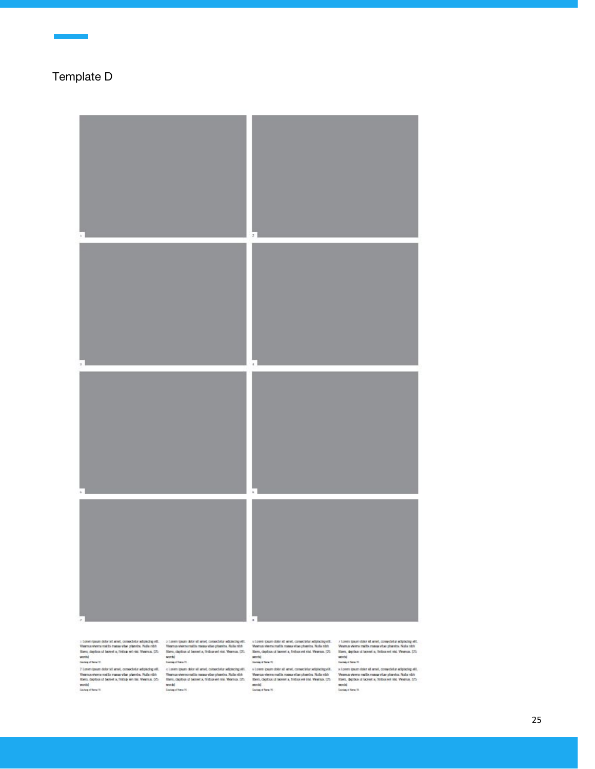Template D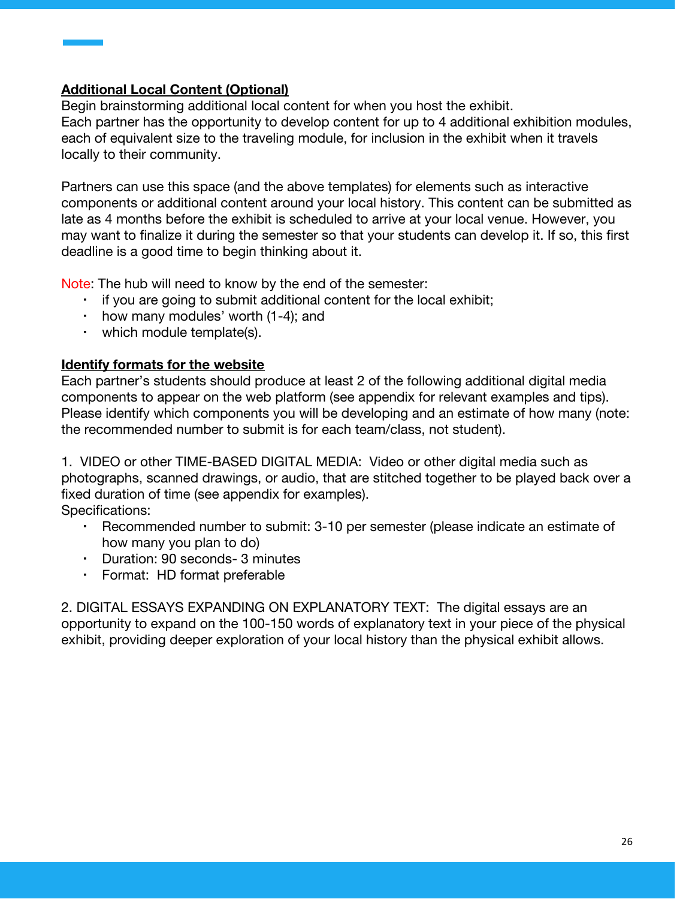**Additional Local Content (Optional)**

Begin brainstorming additional local content for when you host the exhibit.
Each partner has the opportunity to develop content for up to 4 additional exhibition modules, each of equivalent size to the traveling module, for inclusion in the exhibit when it travels locally to their community.

Partners can use this space (and the above templates) for elements such as interactive components or additional content around your local history. This content can be submitted as late as 4 months before the exhibit is scheduled to arrive at your local venue. However, you may want to finalize it during the semester so that your students can develop it. If so, this first deadline is a good time to begin thinking about it.

Note: The hub will need to know by the end of the semester:

- if you are going to submit additional content for the local exhibit;
- how many modules' worth (1-4); and
- which module template(s).

**Identify formats for the website**

Each partner's students should produce at least 2 of the following additional digital media components to appear on the web platform (see appendix for relevant examples and tips). Please identify which components you will be developing and an estimate of how many (note: the recommended number to submit is for each team/class, not student).

1. VIDEO or other TIME-BASED DIGITAL MEDIA: Video or other digital media such as photographs, scanned drawings, or audio, that are stitched together to be played back over a fixed duration of time (see appendix for examples).
Specifications:
   - Recommended number to submit: 3-10 per semester (please indicate an estimate of how many you plan to do)
   - Duration: 90 seconds- 3 minutes
   - Format: HD format preferable

2. DIGITAL ESSAYS EXPANDING ON EXPLANATORY TEXT: The digital essays are an opportunity to expand on the 100-150 words of explanatory text in your piece of the physical exhibit, providing deeper exploration of your local history than the physical exhibit allows.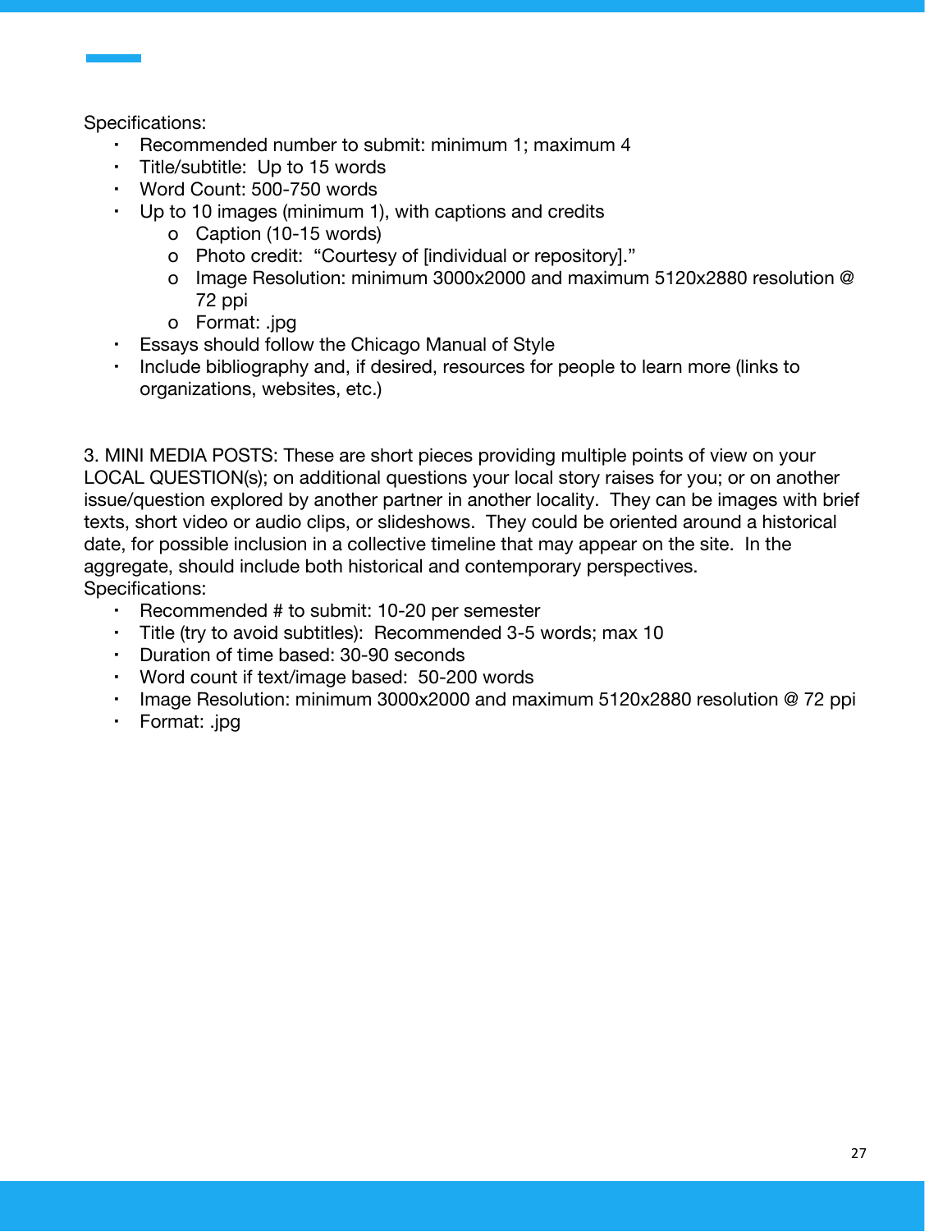Specifications:

- Recommended number to submit: minimum 1; maximum 4
- Title/subtitle: Up to 15 words
- Word Count: 500-750 words
- Up to 10 images (minimum 1), with captions and credits
  - Caption (10-15 words)
  - Photo credit: "Courtesy of [individual or repository]."
  - Image Resolution: minimum 3000x2000 and maximum 5120x2880 resolution @ 72 ppi
  - Format: .jpg
- Essays should follow the Chicago Manual of Style
- Include bibliography and, if desired, resources for people to learn more (links to organizations, websites, etc.)

3. MINI MEDIA POSTS: These are short pieces providing multiple points of view on your LOCAL QUESTION(s); on additional questions your local story raises for you; or on another issue/question explored by another partner in another locality. They can be images with brief texts, short video or audio clips, or slideshows. They could be oriented around a historical date, for possible inclusion in a collective timeline that may appear on the site. In the aggregate, should include both historical and contemporary perspectives.

Specifications:

- Recommended # to submit: 10-20 per semester
- Title (try to avoid subtitles): Recommended 3-5 words; max 10
- Duration of time based: 30-90 seconds
- Word count if text/image based: 50-200 words
- Image Resolution: minimum 3000x2000 and maximum 5120x2880 resolution @ 72 ppi
- Format: .jpg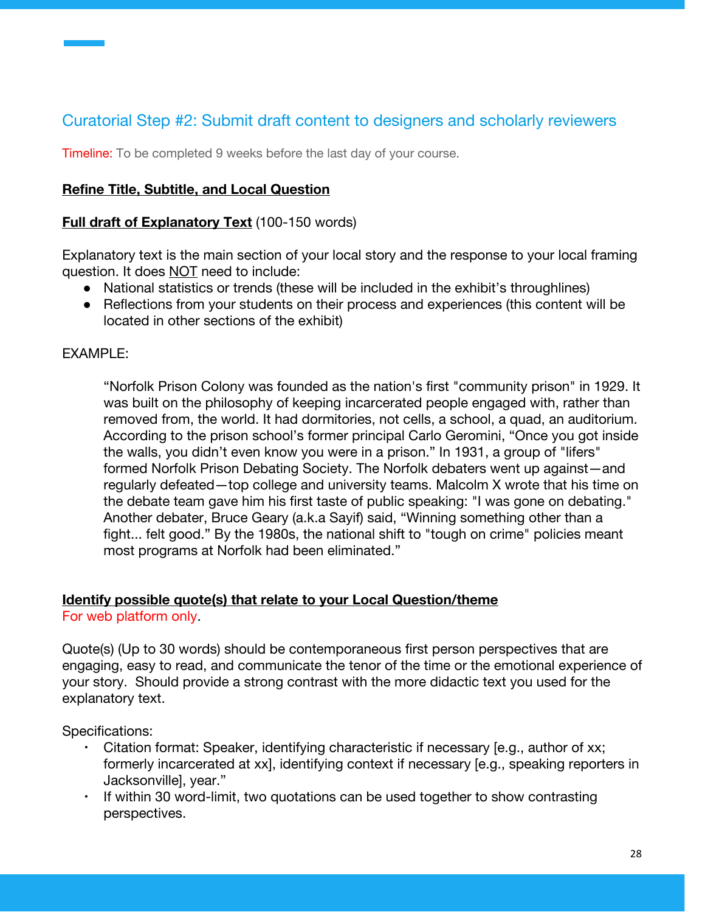## Curatorial Step #2: Submit draft content to designers and scholarly reviewers

Timeline: To be completed 9 weeks before the last day of your course.

**Refine Title, Subtitle, and Local Question**

**Full draft of Explanatory Text** (100-150 words)

Explanatory text is the main section of your local story and the response to your local framing question. It does NOT need to include:

- National statistics or trends (these will be included in the exhibit's throughlines)
- Reflections from your students on their process and experiences (this content will be located in other sections of the exhibit)

EXAMPLE:

> "Norfolk Prison Colony was founded as the nation's first "community prison" in 1929. It was built on the philosophy of keeping incarcerated people engaged with, rather than removed from, the world. It had dormitories, not cells, a school, a quad, an auditorium. According to the prison school's former principal Carlo Geromini, "Once you got inside the walls, you didn't even know you were in a prison." In 1931, a group of "lifers" formed Norfolk Prison Debating Society. The Norfolk debaters went up against—and regularly defeated—top college and university teams. Malcolm X wrote that his time on the debate team gave him his first taste of public speaking: "I was gone on debating." Another debater, Bruce Geary (a.k.a Sayif) said, "Winning something other than a fight... felt good." By the 1980s, the national shift to "tough on crime" policies meant most programs at Norfolk had been eliminated."

**Identify possible quote(s) that relate to your Local Question/theme**

For web platform only.

Quote(s) (Up to 30 words) should be contemporaneous first person perspectives that are engaging, easy to read, and communicate the tenor of the time or the emotional experience of your story. Should provide a strong contrast with the more didactic text you used for the explanatory text.

Specifications:

- Citation format: Speaker, identifying characteristic if necessary [e.g., author of xx; formerly incarcerated at xx], identifying context if necessary [e.g., speaking reporters in Jacksonville], year."
- If within 30 word-limit, two quotations can be used together to show contrasting perspectives.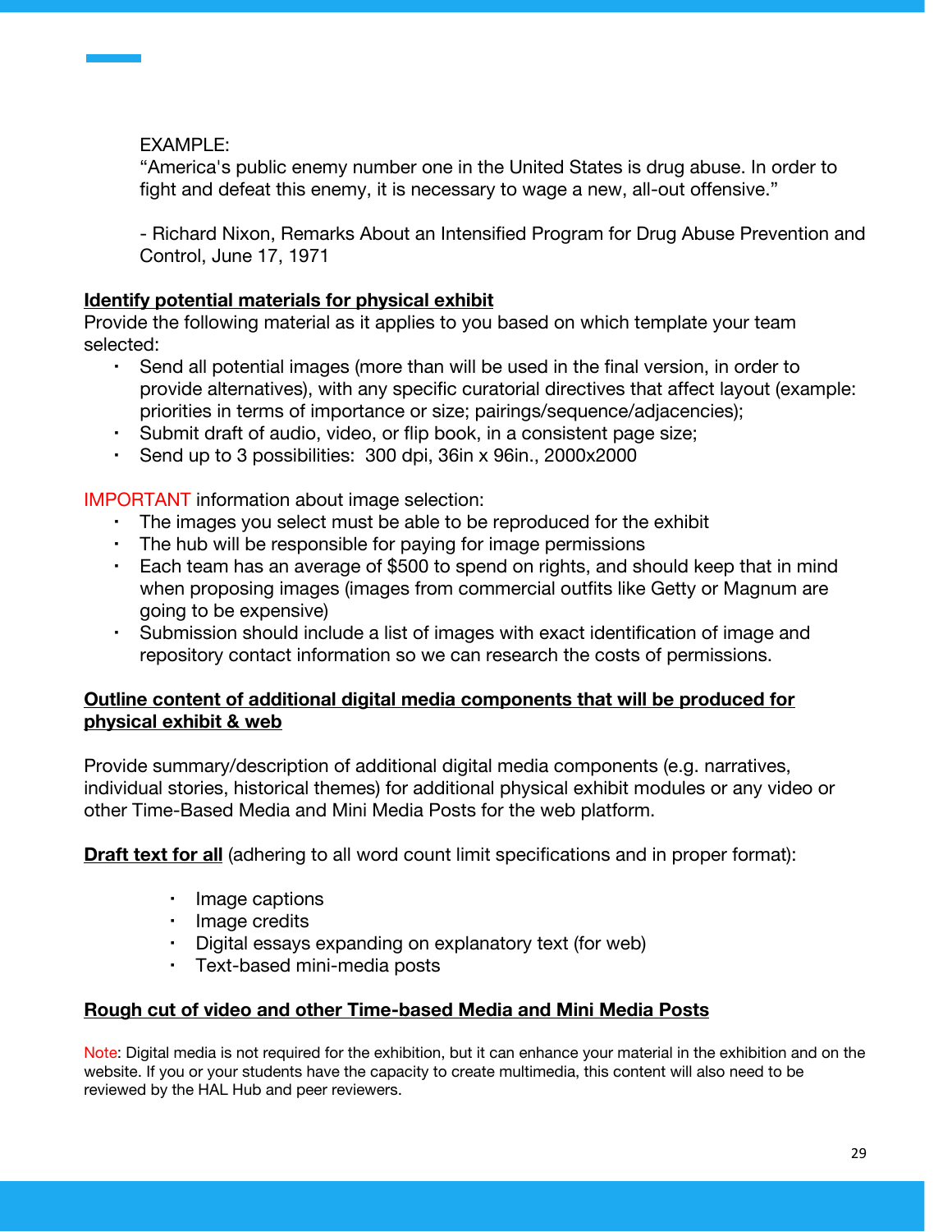EXAMPLE:
"America's public enemy number one in the United States is drug abuse. In order to fight and defeat this enemy, it is necessary to wage a new, all-out offensive."

- Richard Nixon, Remarks About an Intensified Program for Drug Abuse Prevention and Control, June 17, 1971

**Identify potential materials for physical exhibit**

Provide the following material as it applies to you based on which template your team selected:

- Send all potential images (more than will be used in the final version, in order to provide alternatives), with any specific curatorial directives that affect layout (example: priorities in terms of importance or size; pairings/sequence/adjacencies);
- Submit draft of audio, video, or flip book, in a consistent page size;
- Send up to 3 possibilities: 300 dpi, 36in x 96in., 2000x2000

IMPORTANT information about image selection:

- The images you select must be able to be reproduced for the exhibit
- The hub will be responsible for paying for image permissions
- Each team has an average of $500 to spend on rights, and should keep that in mind when proposing images (images from commercial outfits like Getty or Magnum are going to be expensive)
- Submission should include a list of images with exact identification of image and repository contact information so we can research the costs of permissions.

**Outline content of additional digital media components that will be produced for physical exhibit & web**

Provide summary/description of additional digital media components (e.g. narratives, individual stories, historical themes) for additional physical exhibit modules or any video or other Time-Based Media and Mini Media Posts for the web platform.

**Draft text for all** (adhering to all word count limit specifications and in proper format):

- Image captions
- Image credits
- Digital essays expanding on explanatory text (for web)
- Text-based mini-media posts

**Rough cut of video and other Time-based Media and Mini Media Posts**

Note: Digital media is not required for the exhibition, but it can enhance your material in the exhibition and on the website. If you or your students have the capacity to create multimedia, this content will also need to be reviewed by the HAL Hub and peer reviewers.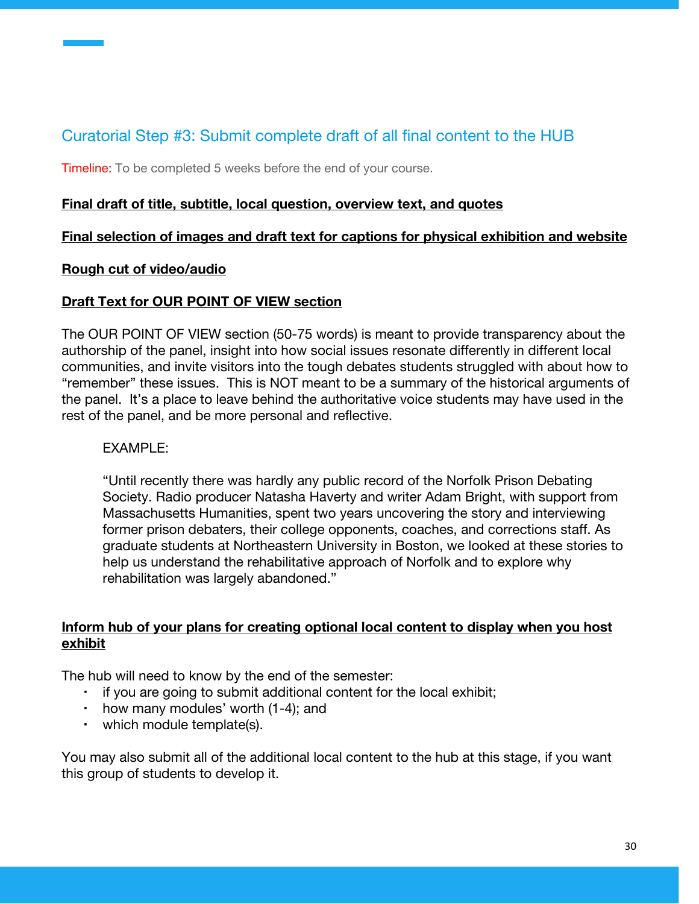## Curatorial Step #3: Submit complete draft of all final content to the HUB

Timeline: To be completed 5 weeks before the end of your course.

**Final draft of title, subtitle, local question, overview text, and quotes**

**Final selection of images and draft text for captions for physical exhibition and website**

**Rough cut of video/audio**

**Draft Text for OUR POINT OF VIEW section**

The OUR POINT OF VIEW section (50-75 words) is meant to provide transparency about the authorship of the panel, insight into how social issues resonate differently in different local communities, and invite visitors into the tough debates students struggled with about how to "remember" these issues. This is NOT meant to be a summary of the historical arguments of the panel. It's a place to leave behind the authoritative voice students may have used in the rest of the panel, and be more personal and reflective.

> EXAMPLE:
>
> "Until recently there was hardly any public record of the Norfolk Prison Debating Society. Radio producer Natasha Haverty and writer Adam Bright, with support from Massachusetts Humanities, spent two years uncovering the story and interviewing former prison debaters, their college opponents, coaches, and corrections staff. As graduate students at Northeastern University in Boston, we looked at these stories to help us understand the rehabilitative approach of Norfolk and to explore why rehabilitation was largely abandoned."

**Inform hub of your plans for creating optional local content to display when you host exhibit**

The hub will need to know by the end of the semester:

- if you are going to submit additional content for the local exhibit;
- how many modules' worth (1-4); and
- which module template(s).

You may also submit all of the additional local content to the hub at this stage, if you want this group of students to develop it.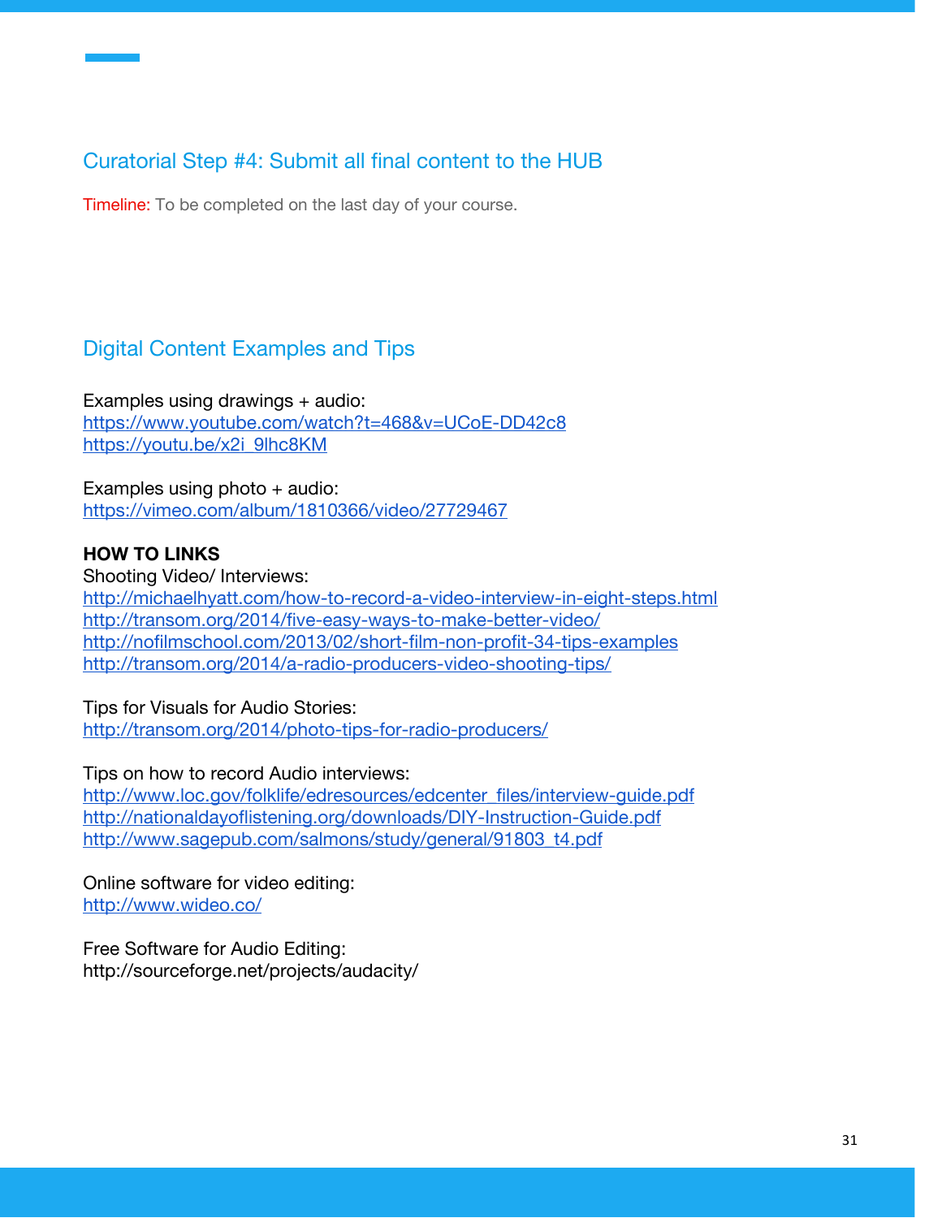## Curatorial Step #4: Submit all final content to the HUB

Timeline: To be completed on the last day of your course.

## Digital Content Examples and Tips

Examples using drawings + audio:
https://www.youtube.com/watch?t=468&v=UCoE-DD42c8
https://youtu.be/x2i_9lhc8KM

Examples using photo + audio:
https://vimeo.com/album/1810366/video/27729467

**HOW TO LINKS**
Shooting Video/ Interviews:
http://michaelhyatt.com/how-to-record-a-video-interview-in-eight-steps.html
http://transom.org/2014/five-easy-ways-to-make-better-video/
http://nofilmschool.com/2013/02/short-film-non-profit-34-tips-examples
http://transom.org/2014/a-radio-producers-video-shooting-tips/

Tips for Visuals for Audio Stories:
http://transom.org/2014/photo-tips-for-radio-producers/

Tips on how to record Audio interviews:
http://www.loc.gov/folklife/edresources/edcenter_files/interview-guide.pdf
http://nationaldayoflistening.org/downloads/DIY-Instruction-Guide.pdf
http://www.sagepub.com/salmons/study/general/91803_t4.pdf

Online software for video editing:
http://www.wideo.co/

Free Software for Audio Editing:
http://sourceforge.net/projects/audacity/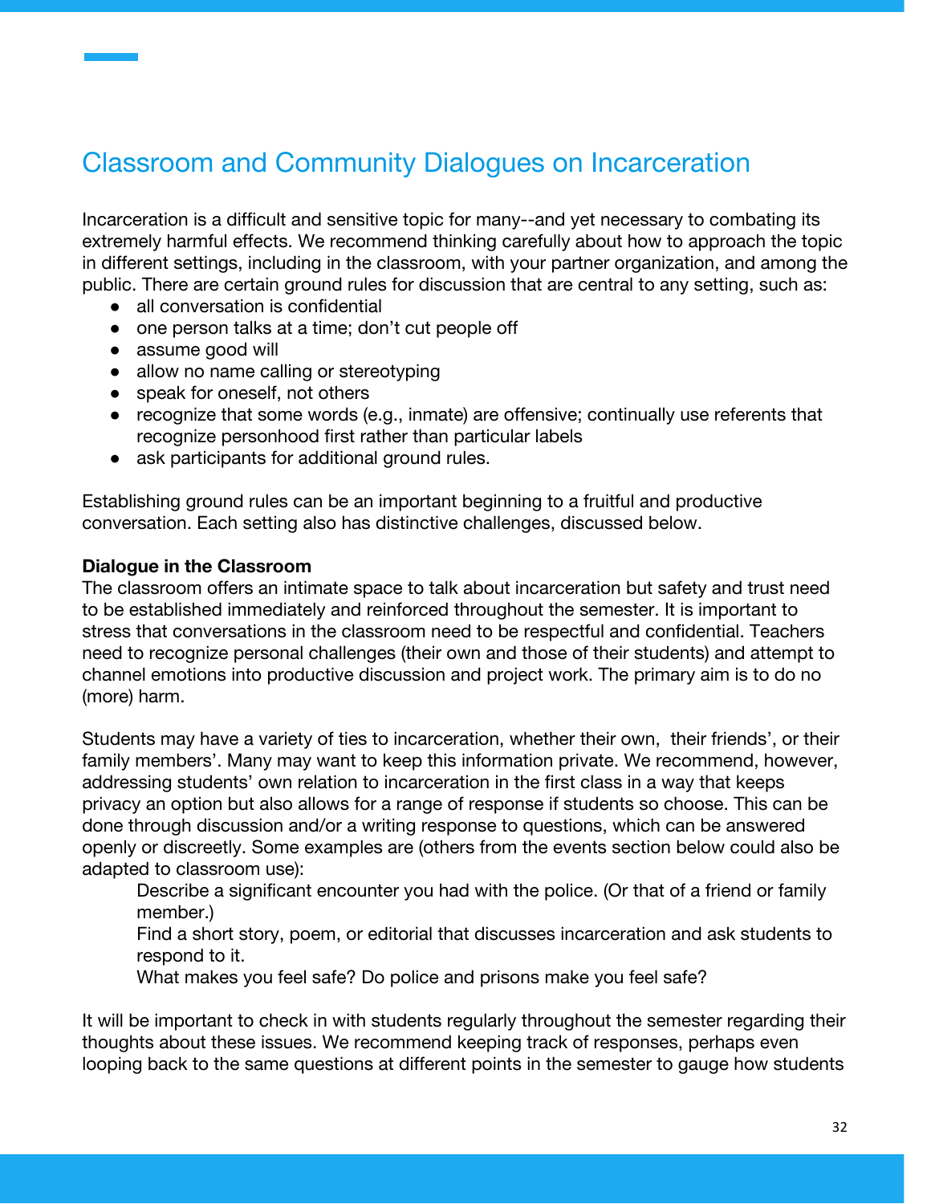## Classroom and Community Dialogues on Incarceration

Incarceration is a difficult and sensitive topic for many--and yet necessary to combating its extremely harmful effects. We recommend thinking carefully about how to approach the topic in different settings, including in the classroom, with your partner organization, and among the public. There are certain ground rules for discussion that are central to any setting, such as:

- all conversation is confidential
- one person talks at a time; don't cut people off
- assume good will
- allow no name calling or stereotyping
- speak for oneself, not others
- recognize that some words (e.g., inmate) are offensive; continually use referents that recognize personhood first rather than particular labels
- ask participants for additional ground rules.

Establishing ground rules can be an important beginning to a fruitful and productive conversation. Each setting also has distinctive challenges, discussed below.

**Dialogue in the Classroom**

The classroom offers an intimate space to talk about incarceration but safety and trust need to be established immediately and reinforced throughout the semester. It is important to stress that conversations in the classroom need to be respectful and confidential. Teachers need to recognize personal challenges (their own and those of their students) and attempt to channel emotions into productive discussion and project work. The primary aim is to do no (more) harm.

Students may have a variety of ties to incarceration, whether their own, their friends', or their family members'. Many may want to keep this information private. We recommend, however, addressing students' own relation to incarceration in the first class in a way that keeps privacy an option but also allows for a range of response if students so choose. This can be done through discussion and/or a writing response to questions, which can be answered openly or discreetly. Some examples are (others from the events section below could also be adapted to classroom use):

> Describe a significant encounter you had with the police. (Or that of a friend or family member.)
>
> Find a short story, poem, or editorial that discusses incarceration and ask students to respond to it.
>
> What makes you feel safe? Do police and prisons make you feel safe?

It will be important to check in with students regularly throughout the semester regarding their thoughts about these issues. We recommend keeping track of responses, perhaps even looping back to the same questions at different points in the semester to gauge how students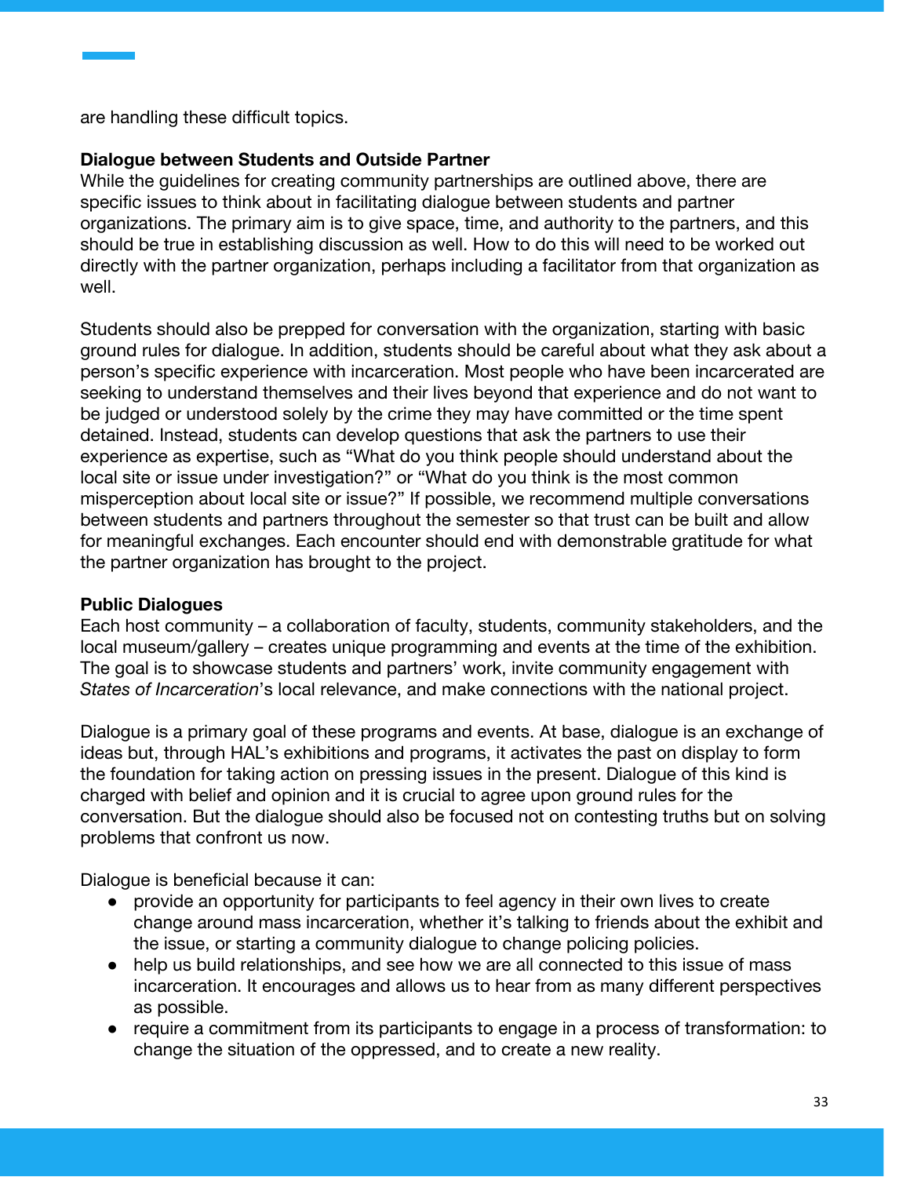are handling these difficult topics.

**Dialogue between Students and Outside Partner**

While the guidelines for creating community partnerships are outlined above, there are specific issues to think about in facilitating dialogue between students and partner organizations. The primary aim is to give space, time, and authority to the partners, and this should be true in establishing discussion as well. How to do this will need to be worked out directly with the partner organization, perhaps including a facilitator from that organization as well.

Students should also be prepped for conversation with the organization, starting with basic ground rules for dialogue. In addition, students should be careful about what they ask about a person's specific experience with incarceration. Most people who have been incarcerated are seeking to understand themselves and their lives beyond that experience and do not want to be judged or understood solely by the crime they may have committed or the time spent detained. Instead, students can develop questions that ask the partners to use their experience as expertise, such as "What do you think people should understand about the local site or issue under investigation?" or "What do you think is the most common misperception about local site or issue?" If possible, we recommend multiple conversations between students and partners throughout the semester so that trust can be built and allow for meaningful exchanges. Each encounter should end with demonstrable gratitude for what the partner organization has brought to the project.

**Public Dialogues**

Each host community – a collaboration of faculty, students, community stakeholders, and the local museum/gallery – creates unique programming and events at the time of the exhibition. The goal is to showcase students and partners' work, invite community engagement with *States of Incarceration*'s local relevance, and make connections with the national project.

Dialogue is a primary goal of these programs and events. At base, dialogue is an exchange of ideas but, through HAL's exhibitions and programs, it activates the past on display to form the foundation for taking action on pressing issues in the present. Dialogue of this kind is charged with belief and opinion and it is crucial to agree upon ground rules for the conversation. But the dialogue should also be focused not on contesting truths but on solving problems that confront us now.

Dialogue is beneficial because it can:

- provide an opportunity for participants to feel agency in their own lives to create change around mass incarceration, whether it's talking to friends about the exhibit and the issue, or starting a community dialogue to change policing policies.
- help us build relationships, and see how we are all connected to this issue of mass incarceration. It encourages and allows us to hear from as many different perspectives as possible.
- require a commitment from its participants to engage in a process of transformation: to change the situation of the oppressed, and to create a new reality.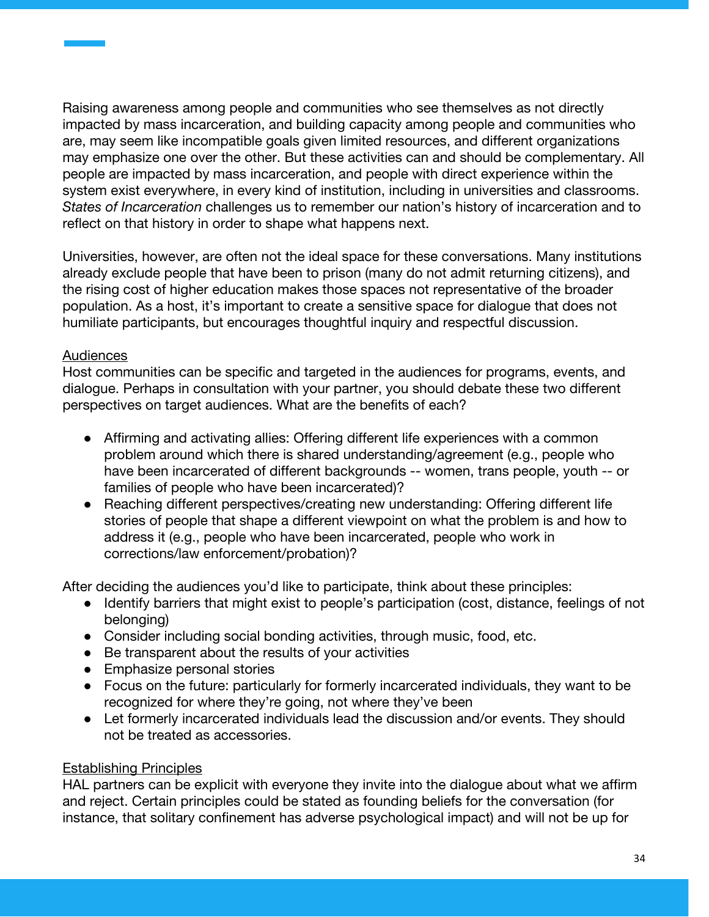Raising awareness among people and communities who see themselves as not directly impacted by mass incarceration, and building capacity among people and communities who are, may seem like incompatible goals given limited resources, and different organizations may emphasize one over the other. But these activities can and should be complementary. All people are impacted by mass incarceration, and people with direct experience within the system exist everywhere, in every kind of institution, including in universities and classrooms. *States of Incarceration* challenges us to remember our nation's history of incarceration and to reflect on that history in order to shape what happens next.

Universities, however, are often not the ideal space for these conversations. Many institutions already exclude people that have been to prison (many do not admit returning citizens), and the rising cost of higher education makes those spaces not representative of the broader population. As a host, it's important to create a sensitive space for dialogue that does not humiliate participants, but encourages thoughtful inquiry and respectful discussion.

<u>Audiences</u>

Host communities can be specific and targeted in the audiences for programs, events, and dialogue. Perhaps in consultation with your partner, you should debate these two different perspectives on target audiences. What are the benefits of each?

- Affirming and activating allies: Offering different life experiences with a common problem around which there is shared understanding/agreement (e.g., people who have been incarcerated of different backgrounds -- women, trans people, youth -- or families of people who have been incarcerated)?
- Reaching different perspectives/creating new understanding: Offering different life stories of people that shape a different viewpoint on what the problem is and how to address it (e.g., people who have been incarcerated, people who work in corrections/law enforcement/probation)?

After deciding the audiences you'd like to participate, think about these principles:

- Identify barriers that might exist to people's participation (cost, distance, feelings of not belonging)
- Consider including social bonding activities, through music, food, etc.
- Be transparent about the results of your activities
- Emphasize personal stories
- Focus on the future: particularly for formerly incarcerated individuals, they want to be recognized for where they're going, not where they've been
- Let formerly incarcerated individuals lead the discussion and/or events. They should not be treated as accessories.

<u>Establishing Principles</u>

HAL partners can be explicit with everyone they invite into the dialogue about what we affirm and reject. Certain principles could be stated as founding beliefs for the conversation (for instance, that solitary confinement has adverse psychological impact) and will not be up for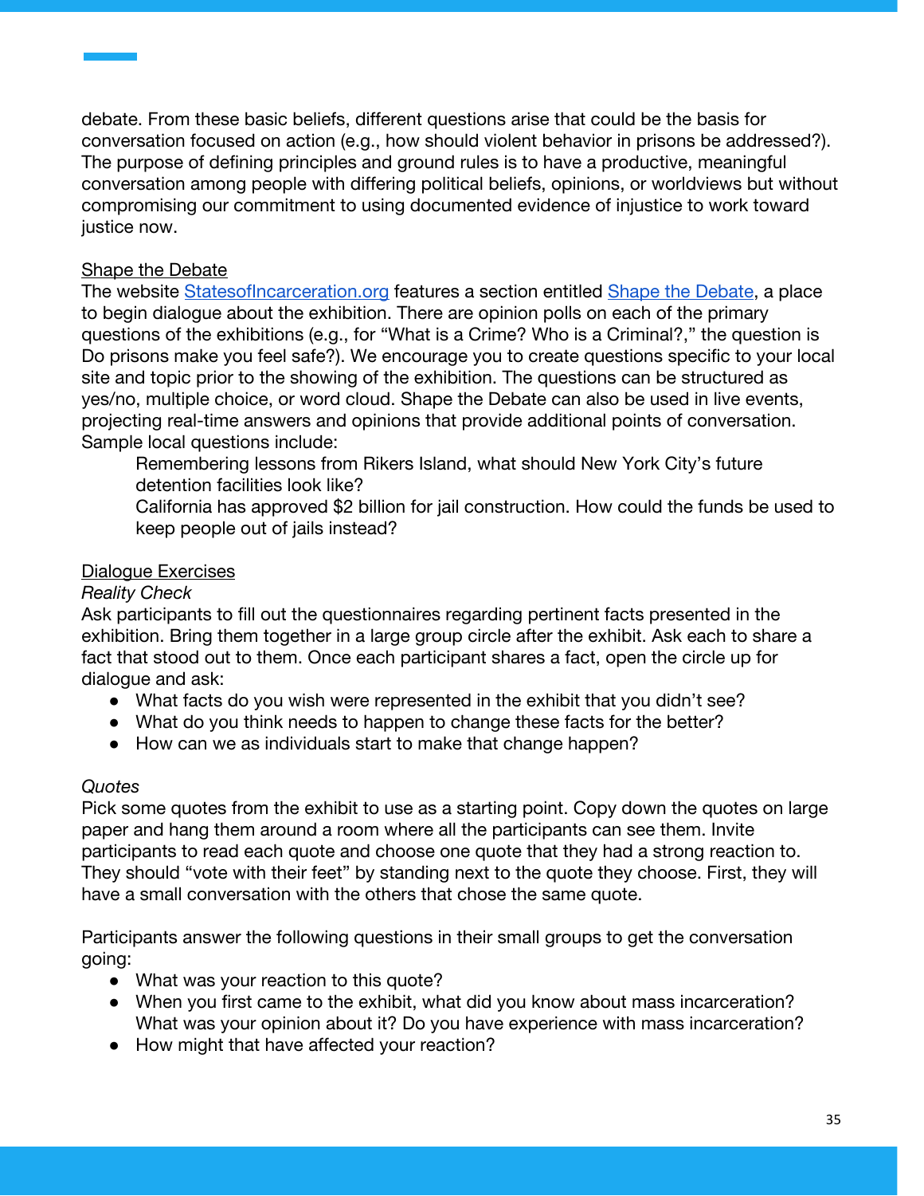debate. From these basic beliefs, different questions arise that could be the basis for conversation focused on action (e.g., how should violent behavior in prisons be addressed?). The purpose of defining principles and ground rules is to have a productive, meaningful conversation among people with differing political beliefs, opinions, or worldviews but without compromising our commitment to using documented evidence of injustice to work toward justice now.

Shape the Debate

The website [StatesofIncarceration.org]() features a section entitled [Shape the Debate](), a place to begin dialogue about the exhibition. There are opinion polls on each of the primary questions of the exhibitions (e.g., for "What is a Crime? Who is a Criminal?," the question is Do prisons make you feel safe?). We encourage you to create questions specific to your local site and topic prior to the showing of the exhibition. The questions can be structured as yes/no, multiple choice, or word cloud. Shape the Debate can also be used in live events, projecting real-time answers and opinions that provide additional points of conversation. Sample local questions include:

> Remembering lessons from Rikers Island, what should New York City's future detention facilities look like?
>
> California has approved $2 billion for jail construction. How could the funds be used to keep people out of jails instead?

Dialogue Exercises

*Reality Check*

Ask participants to fill out the questionnaires regarding pertinent facts presented in the exhibition. Bring them together in a large group circle after the exhibit. Ask each to share a fact that stood out to them. Once each participant shares a fact, open the circle up for dialogue and ask:

- What facts do you wish were represented in the exhibit that you didn't see?
- What do you think needs to happen to change these facts for the better?
- How can we as individuals start to make that change happen?

*Quotes*

Pick some quotes from the exhibit to use as a starting point. Copy down the quotes on large paper and hang them around a room where all the participants can see them. Invite participants to read each quote and choose one quote that they had a strong reaction to. They should "vote with their feet" by standing next to the quote they choose. First, they will have a small conversation with the others that chose the same quote.

Participants answer the following questions in their small groups to get the conversation going:

- What was your reaction to this quote?
- When you first came to the exhibit, what did you know about mass incarceration? What was your opinion about it? Do you have experience with mass incarceration?
- How might that have affected your reaction?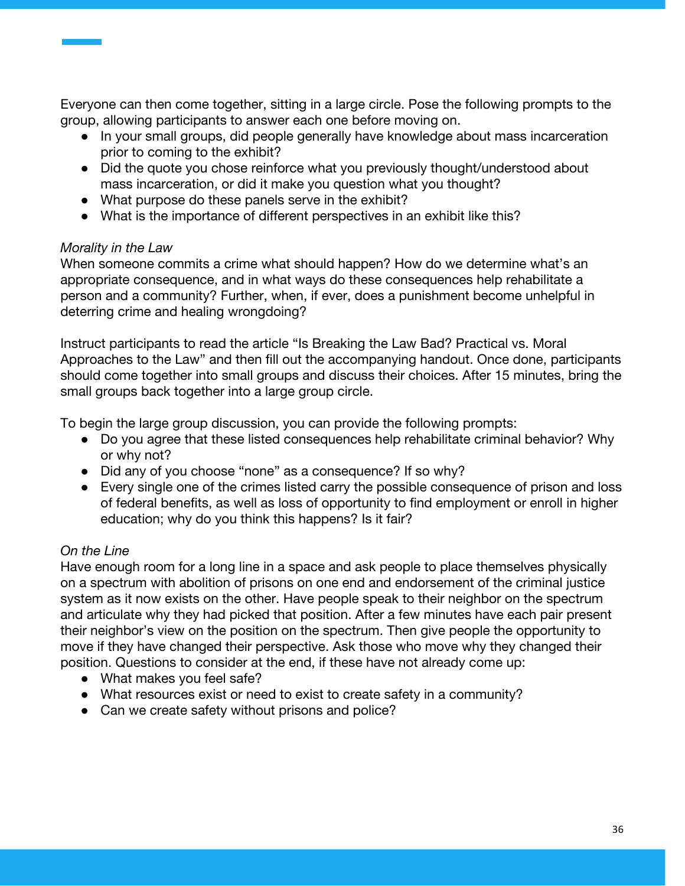Everyone can then come together, sitting in a large circle. Pose the following prompts to the group, allowing participants to answer each one before moving on.

- In your small groups, did people generally have knowledge about mass incarceration prior to coming to the exhibit?
- Did the quote you chose reinforce what you previously thought/understood about mass incarceration, or did it make you question what you thought?
- What purpose do these panels serve in the exhibit?
- What is the importance of different perspectives in an exhibit like this?

*Morality in the Law*

When someone commits a crime what should happen? How do we determine what's an appropriate consequence, and in what ways do these consequences help rehabilitate a person and a community? Further, when, if ever, does a punishment become unhelpful in deterring crime and healing wrongdoing?

Instruct participants to read the article "Is Breaking the Law Bad? Practical vs. Moral Approaches to the Law" and then fill out the accompanying handout. Once done, participants should come together into small groups and discuss their choices. After 15 minutes, bring the small groups back together into a large group circle.

To begin the large group discussion, you can provide the following prompts:

- Do you agree that these listed consequences help rehabilitate criminal behavior? Why or why not?
- Did any of you choose "none" as a consequence? If so why?
- Every single one of the crimes listed carry the possible consequence of prison and loss of federal benefits, as well as loss of opportunity to find employment or enroll in higher education; why do you think this happens? Is it fair?

*On the Line*

Have enough room for a long line in a space and ask people to place themselves physically on a spectrum with abolition of prisons on one end and endorsement of the criminal justice system as it now exists on the other. Have people speak to their neighbor on the spectrum and articulate why they had picked that position. After a few minutes have each pair present their neighbor's view on the position on the spectrum. Then give people the opportunity to move if they have changed their perspective. Ask those who move why they changed their position. Questions to consider at the end, if these have not already come up:

- What makes you feel safe?
- What resources exist or need to exist to create safety in a community?
- Can we create safety without prisons and police?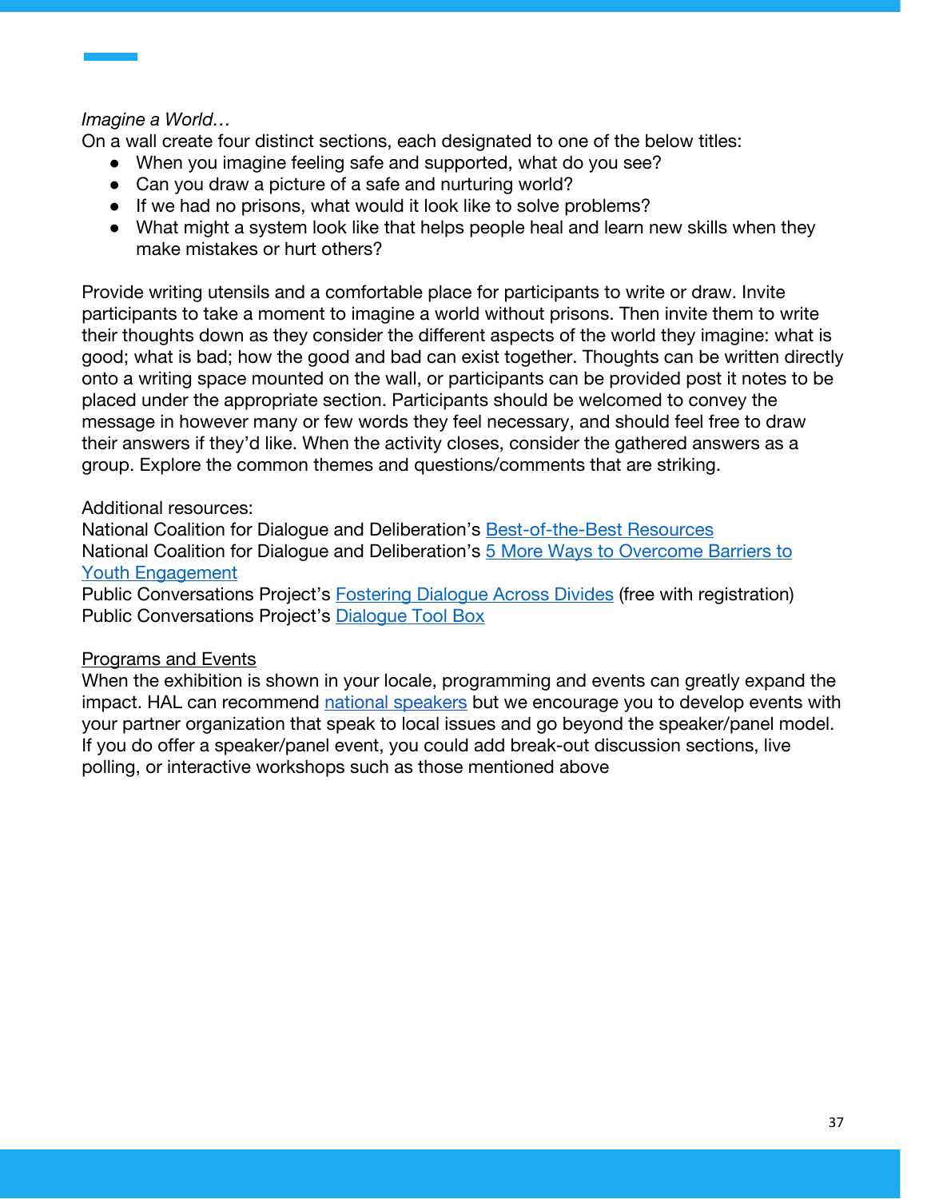*Imagine a World…*

On a wall create four distinct sections, each designated to one of the below titles:

- When you imagine feeling safe and supported, what do you see?
- Can you draw a picture of a safe and nurturing world?
- If we had no prisons, what would it look like to solve problems?
- What might a system look like that helps people heal and learn new skills when they make mistakes or hurt others?

Provide writing utensils and a comfortable place for participants to write or draw. Invite participants to take a moment to imagine a world without prisons. Then invite them to write their thoughts down as they consider the different aspects of the world they imagine: what is good; what is bad; how the good and bad can exist together. Thoughts can be written directly onto a writing space mounted on the wall, or participants can be provided post it notes to be placed under the appropriate section. Participants should be welcomed to convey the message in however many or few words they feel necessary, and should feel free to draw their answers if they'd like. When the activity closes, consider the gathered answers as a group. Explore the common themes and questions/comments that are striking.

Additional resources:
National Coalition for Dialogue and Deliberation's Best-of-the-Best Resources
National Coalition for Dialogue and Deliberation's 5 More Ways to Overcome Barriers to Youth Engagement
Public Conversations Project's Fostering Dialogue Across Divides (free with registration)
Public Conversations Project's Dialogue Tool Box

<u>Programs and Events</u>

When the exhibition is shown in your locale, programming and events can greatly expand the impact. HAL can recommend national speakers but we encourage you to develop events with your partner organization that speak to local issues and go beyond the speaker/panel model. If you do offer a speaker/panel event, you could add break-out discussion sections, live polling, or interactive workshops such as those mentioned above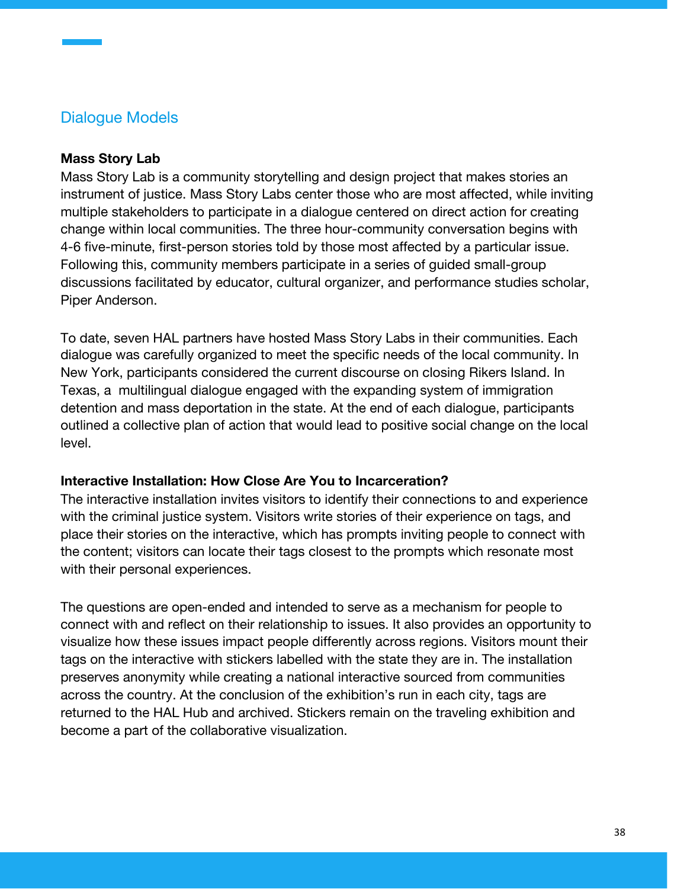## Dialogue Models

**Mass Story Lab**

Mass Story Lab is a community storytelling and design project that makes stories an instrument of justice. Mass Story Labs center those who are most affected, while inviting multiple stakeholders to participate in a dialogue centered on direct action for creating change within local communities. The three hour-community conversation begins with 4-6 five-minute, first-person stories told by those most affected by a particular issue. Following this, community members participate in a series of guided small-group discussions facilitated by educator, cultural organizer, and performance studies scholar, Piper Anderson.

To date, seven HAL partners have hosted Mass Story Labs in their communities. Each dialogue was carefully organized to meet the specific needs of the local community. In New York, participants considered the current discourse on closing Rikers Island. In Texas, a multilingual dialogue engaged with the expanding system of immigration detention and mass deportation in the state. At the end of each dialogue, participants outlined a collective plan of action that would lead to positive social change on the local level.

**Interactive Installation: How Close Are You to Incarceration?**

The interactive installation invites visitors to identify their connections to and experience with the criminal justice system. Visitors write stories of their experience on tags, and place their stories on the interactive, which has prompts inviting people to connect with the content; visitors can locate their tags closest to the prompts which resonate most with their personal experiences.

The questions are open-ended and intended to serve as a mechanism for people to connect with and reflect on their relationship to issues. It also provides an opportunity to visualize how these issues impact people differently across regions. Visitors mount their tags on the interactive with stickers labelled with the state they are in. The installation preserves anonymity while creating a national interactive sourced from communities across the country. At the conclusion of the exhibition's run in each city, tags are returned to the HAL Hub and archived. Stickers remain on the traveling exhibition and become a part of the collaborative visualization.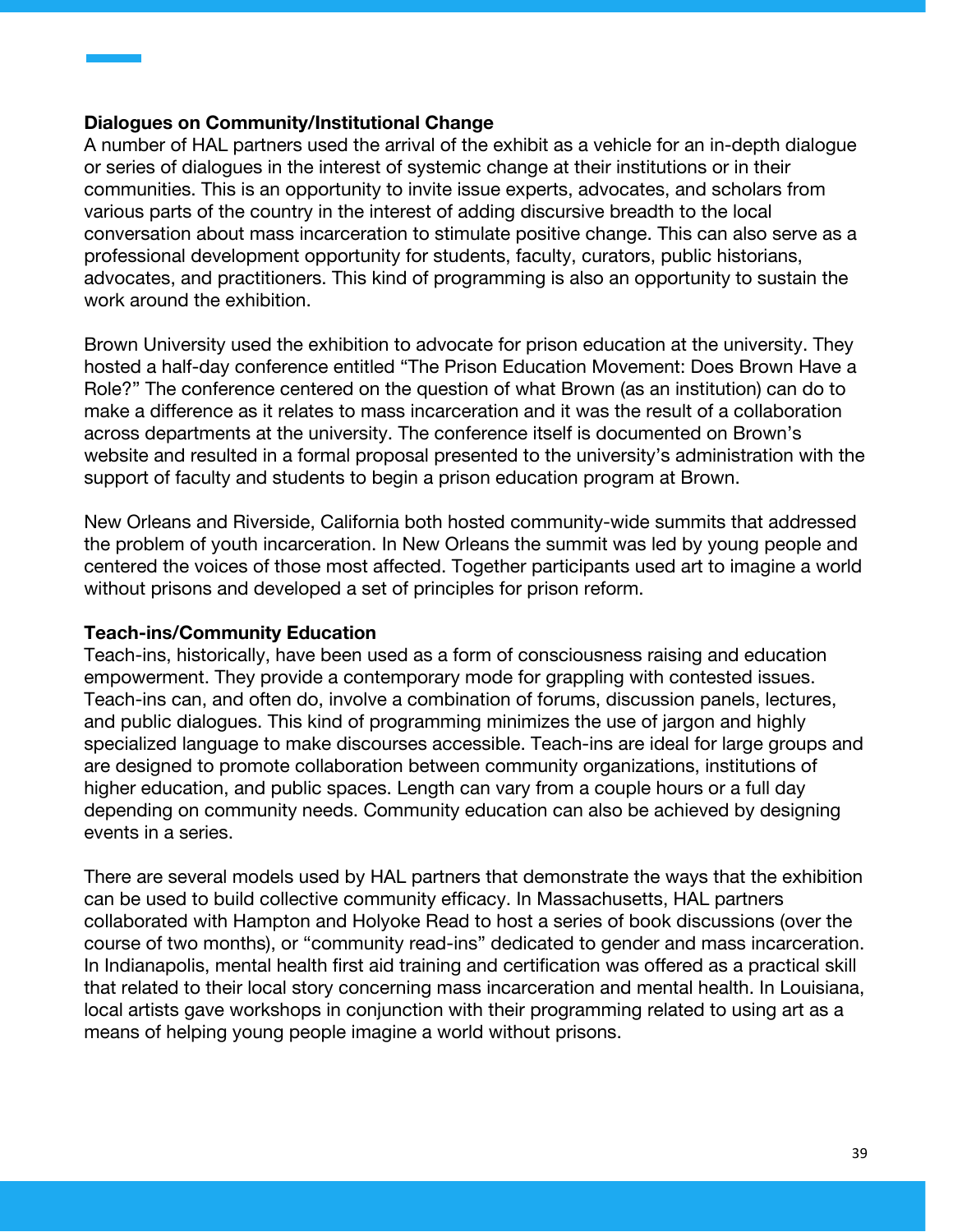**Dialogues on Community/Institutional Change**

A number of HAL partners used the arrival of the exhibit as a vehicle for an in-depth dialogue or series of dialogues in the interest of systemic change at their institutions or in their communities. This is an opportunity to invite issue experts, advocates, and scholars from various parts of the country in the interest of adding discursive breadth to the local conversation about mass incarceration to stimulate positive change. This can also serve as a professional development opportunity for students, faculty, curators, public historians, advocates, and practitioners. This kind of programming is also an opportunity to sustain the work around the exhibition.

Brown University used the exhibition to advocate for prison education at the university. They hosted a half-day conference entitled "The Prison Education Movement: Does Brown Have a Role?" The conference centered on the question of what Brown (as an institution) can do to make a difference as it relates to mass incarceration and it was the result of a collaboration across departments at the university. The conference itself is documented on Brown's website and resulted in a formal proposal presented to the university's administration with the support of faculty and students to begin a prison education program at Brown.

New Orleans and Riverside, California both hosted community-wide summits that addressed the problem of youth incarceration. In New Orleans the summit was led by young people and centered the voices of those most affected. Together participants used art to imagine a world without prisons and developed a set of principles for prison reform.

**Teach-ins/Community Education**

Teach-ins, historically, have been used as a form of consciousness raising and education empowerment. They provide a contemporary mode for grappling with contested issues. Teach-ins can, and often do, involve a combination of forums, discussion panels, lectures, and public dialogues. This kind of programming minimizes the use of jargon and highly specialized language to make discourses accessible. Teach-ins are ideal for large groups and are designed to promote collaboration between community organizations, institutions of higher education, and public spaces. Length can vary from a couple hours or a full day depending on community needs. Community education can also be achieved by designing events in a series.

There are several models used by HAL partners that demonstrate the ways that the exhibition can be used to build collective community efficacy. In Massachusetts, HAL partners collaborated with Hampton and Holyoke Read to host a series of book discussions (over the course of two months), or "community read-ins" dedicated to gender and mass incarceration. In Indianapolis, mental health first aid training and certification was offered as a practical skill that related to their local story concerning mass incarceration and mental health. In Louisiana, local artists gave workshops in conjunction with their programming related to using art as a means of helping young people imagine a world without prisons.